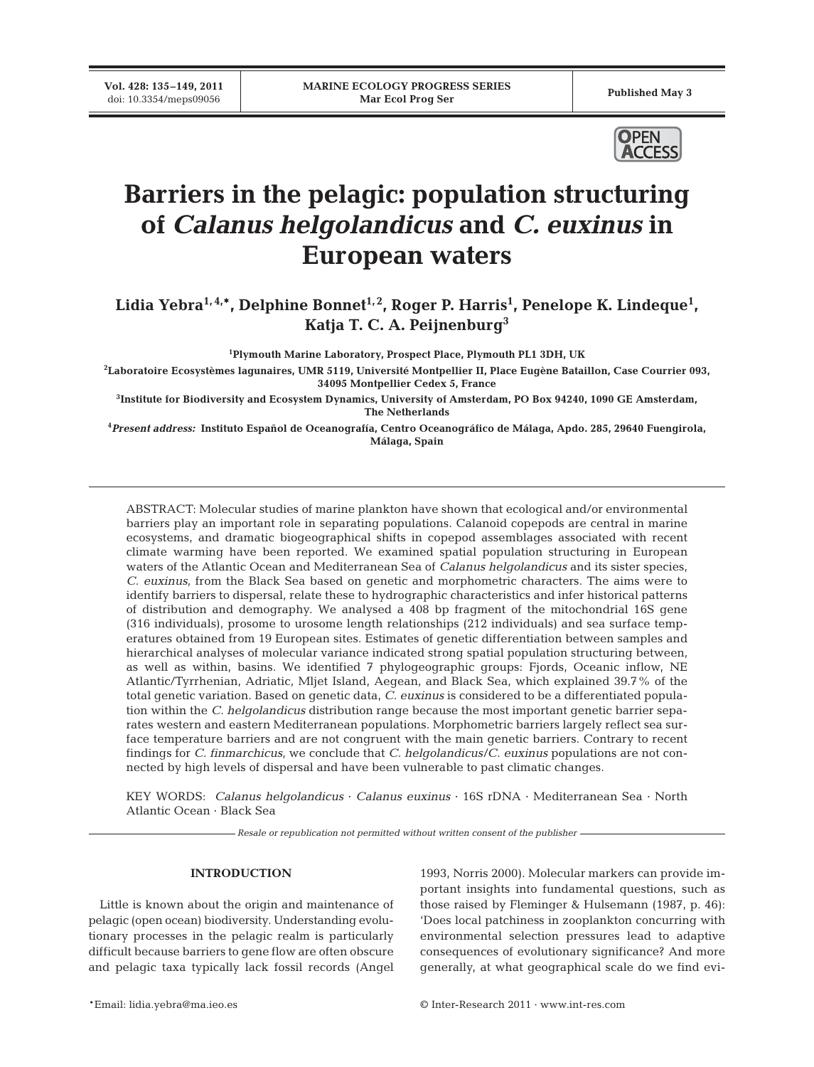# Barriers in the pelagic: population structuring of *Calanus helgolandicus* and *C. euxinus* in European waters

**Lidia Yebra[1,4,*], Delphine Bonnet[1,2], Roger P. Harris[1], Penelope K. Lindeque[1], Katja T. C. A. Peijnenburg[3]**

[1]Plymouth Marine Laboratory, Prospect Place, Plymouth PL1 3DH, UK

[2]Laboratoire Ecosystèmes lagunaires, UMR 5119, Université Montpellier II, Place Eugène Bataillon, Case Courrier 093, 34095 Montpellier Cedex 5, France

[3]Institute for Biodiversity and Ecosystem Dynamics, University of Amsterdam, PO Box 94240, 1090 GE Amsterdam, The Netherlands

[4]*Present address:* Instituto Español de Oceanografía, Centro Oceanográfico de Málaga, Apdo. 285, 29640 Fuengirola, Málaga, Spain

ABSTRACT: Molecular studies of marine plankton have shown that ecological and/or environmental barriers play an important role in separating populations. Calanoid copepods are central in marine ecosystems, and dramatic biogeographical shifts in copepod assemblages associated with recent climate warming have been reported. We examined spatial population structuring in European waters of the Atlantic Ocean and Mediterranean Sea of *Calanus helgolandicus* and its sister species, *C. euxinus*, from the Black Sea based on genetic and morphometric characters. The aims were to identify barriers to dispersal, relate these to hydrographic characteristics and infer historical patterns of distribution and demography. We analysed a 408 bp fragment of the mitochondrial 16S gene (316 individuals), prosome to urosome length relationships (212 individuals) and sea surface temperatures obtained from 19 European sites. Estimates of genetic differentiation between samples and hierarchical analyses of molecular variance indicated strong spatial population structuring between, as well as within, basins. We identified 7 phylogeographic groups: Fjords, Oceanic inflow, NE Atlantic/Tyrrhenian, Adriatic, Mljet Island, Aegean, and Black Sea, which explained 39.7% of the total genetic variation. Based on genetic data, *C. euxinus* is considered to be a differentiated population within the *C. helgolandicus* distribution range because the most important genetic barrier separates western and eastern Mediterranean populations. Morphometric barriers largely reflect sea surface temperature barriers and are not congruent with the main genetic barriers. Contrary to recent findings for *C. finmarchicus*, we conclude that *C. helgolandicus*/*C. euxinus* populations are not connected by high levels of dispersal and have been vulnerable to past climatic changes.

KEY WORDS: *Calanus helgolandicus* · *Calanus euxinus* · 16S rDNA · Mediterranean Sea · North Atlantic Ocean · Black Sea

*Resale or republication not permitted without written consent of the publisher*

## INTRODUCTION

Little is known about the origin and maintenance of pelagic (open ocean) biodiversity. Understanding evolutionary processes in the pelagic realm is particularly difficult because barriers to gene flow are often obscure and pelagic taxa typically lack fossil records (Angel 1993, Norris 2000). Molecular markers can provide important insights into fundamental questions, such as those raised by Fleminger & Hulsemann (1987, p. 46): 'Does local patchiness in zooplankton concurring with environmental selection pressures lead to adaptive consequences of evolutionary significance? And more generally, at what geographical scale do we find evi-

*Email: lidia.yebra@ma.ieo.es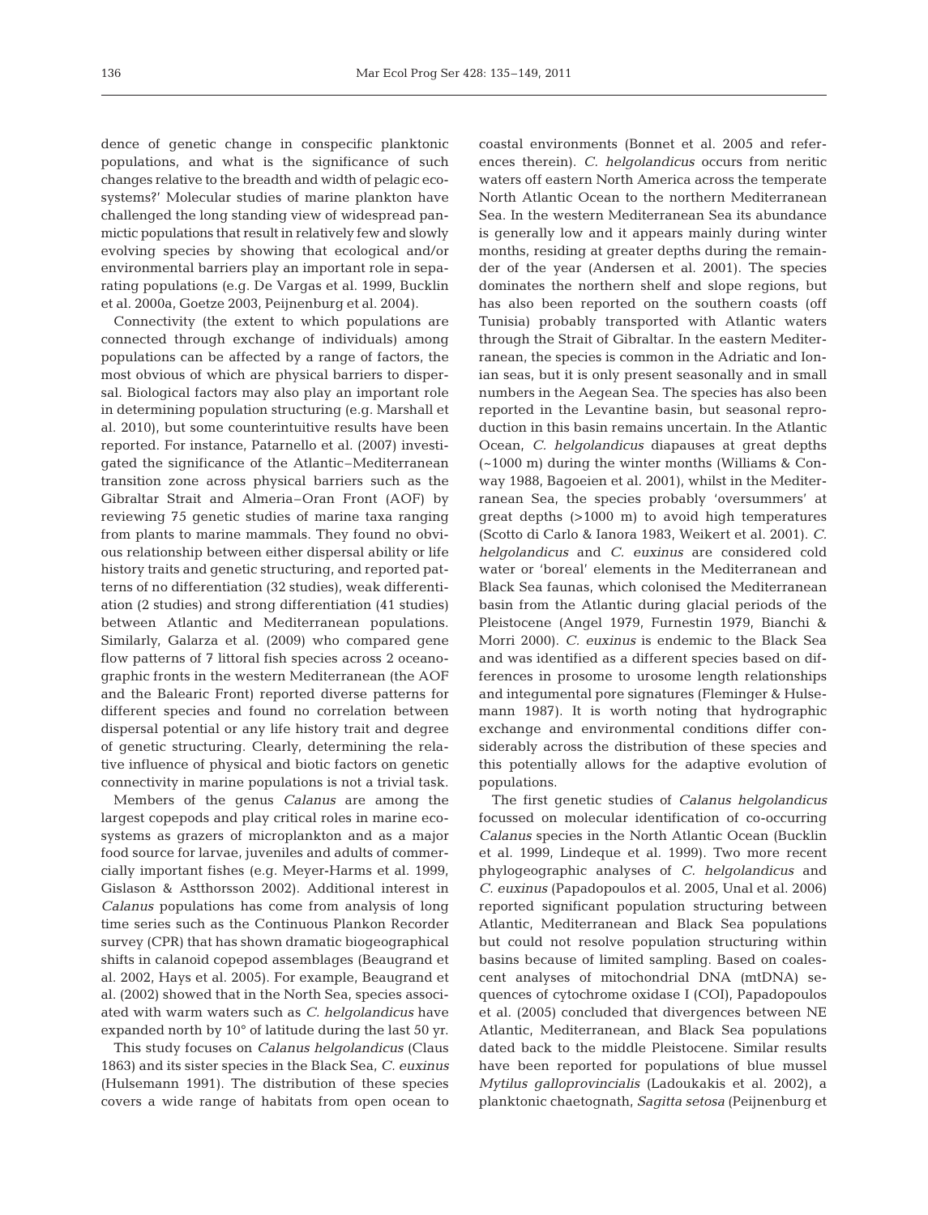dence of genetic change in conspecific planktonic populations, and what is the significance of such changes relative to the breadth and width of pelagic ecosystems?' Molecular studies of marine plankton have challenged the long standing view of widespread panmictic populations that result in relatively few and slowly evolving species by showing that ecological and/or environmental barriers play an important role in separating populations (e.g. De Vargas et al. 1999, Bucklin et al. 2000a, Goetze 2003, Peijnenburg et al. 2004).

Connectivity (the extent to which populations are connected through exchange of individuals) among populations can be affected by a range of factors, the most obvious of which are physical barriers to dispersal. Biological factors may also play an important role in determining population structuring (e.g. Marshall et al. 2010), but some counterintuitive results have been reported. For instance, Patarnello et al. (2007) investigated the significance of the Atlantic–Mediterranean transition zone across physical barriers such as the Gibraltar Strait and Almeria–Oran Front (AOF) by reviewing 75 genetic studies of marine taxa ranging from plants to marine mammals. They found no obvious relationship between either dispersal ability or life history traits and genetic structuring, and reported patterns of no differentiation (32 studies), weak differentiation (2 studies) and strong differentiation (41 studies) between Atlantic and Mediterranean populations. Similarly, Galarza et al. (2009) who compared gene flow patterns of 7 littoral fish species across 2 oceanographic fronts in the western Mediterranean (the AOF and the Balearic Front) reported diverse patterns for different species and found no correlation between dispersal potential or any life history trait and degree of genetic structuring. Clearly, determining the relative influence of physical and biotic factors on genetic connectivity in marine populations is not a trivial task.

Members of the genus *Calanus* are among the largest copepods and play critical roles in marine ecosystems as grazers of microplankton and as a major food source for larvae, juveniles and adults of commercially important fishes (e.g. Meyer-Harms et al. 1999, Gislason & Astthorsson 2002). Additional interest in *Calanus* populations has come from analysis of long time series such as the Continuous Plankon Recorder survey (CPR) that has shown dramatic biogeographical shifts in calanoid copepod assemblages (Beaugrand et al. 2002, Hays et al. 2005). For example, Beaugrand et al. (2002) showed that in the North Sea, species associated with warm waters such as *C. helgolandicus* have expanded north by 10° of latitude during the last 50 yr.

This study focuses on *Calanus helgolandicus* (Claus 1863) and its sister species in the Black Sea, *C. euxinus* (Hulsemann 1991). The distribution of these species covers a wide range of habitats from open ocean to coastal environments (Bonnet et al. 2005 and references therein). *C. helgolandicus* occurs from neritic waters off eastern North America across the temperate North Atlantic Ocean to the northern Mediterranean Sea. In the western Mediterranean Sea its abundance is generally low and it appears mainly during winter months, residing at greater depths during the remainder of the year (Andersen et al. 2001). The species dominates the northern shelf and slope regions, but has also been reported on the southern coasts (off Tunisia) probably transported with Atlantic waters through the Strait of Gibraltar. In the eastern Mediterranean, the species is common in the Adriatic and Ionian seas, but it is only present seasonally and in small numbers in the Aegean Sea. The species has also been reported in the Levantine basin, but seasonal reproduction in this basin remains uncertain. In the Atlantic Ocean, *C. helgolandicus* diapauses at great depths (~1000 m) during the winter months (Williams & Conway 1988, Bagoeien et al. 2001), whilst in the Mediterranean Sea, the species probably 'oversummers' at great depths (>1000 m) to avoid high temperatures (Scotto di Carlo & Ianora 1983, Weikert et al. 2001). *C. helgolandicus* and *C. euxinus* are considered cold water or 'boreal' elements in the Mediterranean and Black Sea faunas, which colonised the Mediterranean basin from the Atlantic during glacial periods of the Pleistocene (Angel 1979, Furnestin 1979, Bianchi & Morri 2000). *C. euxinus* is endemic to the Black Sea and was identified as a different species based on differences in prosome to urosome length relationships and integumental pore signatures (Fleminger & Hulsemann 1987). It is worth noting that hydrographic exchange and environmental conditions differ considerably across the distribution of these species and this potentially allows for the adaptive evolution of populations.

The first genetic studies of *Calanus helgolandicus* focussed on molecular identification of co-occurring *Calanus* species in the North Atlantic Ocean (Bucklin et al. 1999, Lindeque et al. 1999). Two more recent phylogeographic analyses of *C. helgolandicus* and *C. euxinus* (Papadopoulos et al. 2005, Unal et al. 2006) reported significant population structuring between Atlantic, Mediterranean and Black Sea populations but could not resolve population structuring within basins because of limited sampling. Based on coalescent analyses of mitochondrial DNA (mtDNA) sequences of cytochrome oxidase I (COI), Papadopoulos et al. (2005) concluded that divergences between NE Atlantic, Mediterranean, and Black Sea populations dated back to the middle Pleistocene. Similar results have been reported for populations of blue mussel *Mytilus galloprovincialis* (Ladoukakis et al. 2002), a planktonic chaetognath, *Sagitta setosa* (Peijnenburg et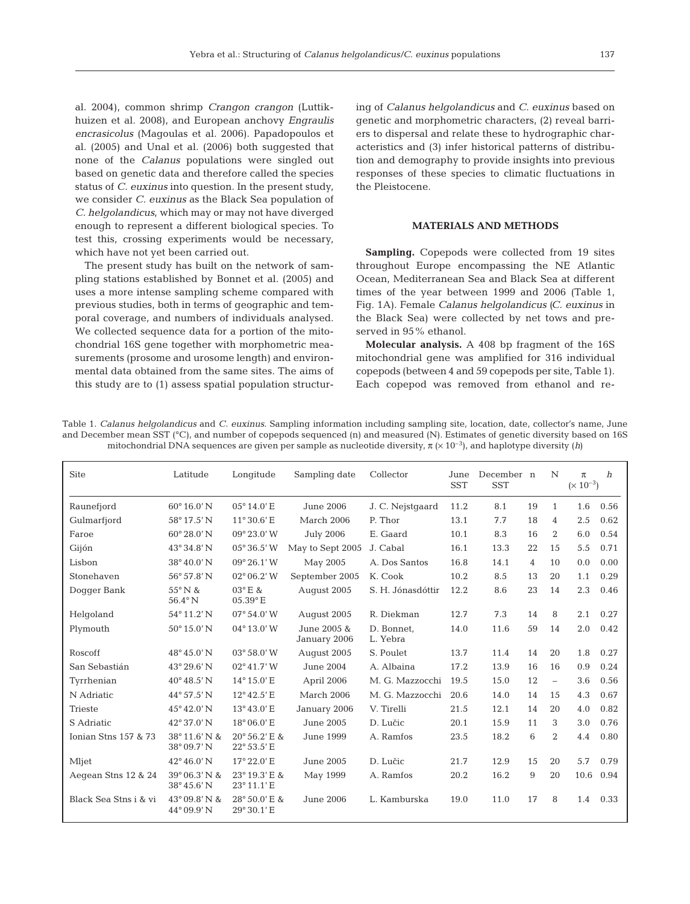al. 2004), common shrimp *Crangon crangon* (Luttikhuizen et al. 2008), and European anchovy *Engraulis encrasicolus* (Magoulas et al. 2006). Papadopoulos et al. (2005) and Unal et al. (2006) both suggested that none of the *Calanus* populations were singled out based on genetic data and therefore called the species status of *C. euxinus* into question. In the present study, we consider *C. euxinus* as the Black Sea population of *C. helgolandicus*, which may or may not have diverged enough to represent a different biological species. To test this, crossing experiments would be necessary, which have not yet been carried out.

The present study has built on the network of sampling stations established by Bonnet et al. (2005) and uses a more intense sampling scheme compared with previous studies, both in terms of geographic and temporal coverage, and numbers of individuals analysed. We collected sequence data for a portion of the mitochondrial 16S gene together with morphometric measurements (prosome and urosome length) and environmental data obtained from the same sites. The aims of this study are to (1) assess spatial population structuring of *Calanus helgolandicus* and *C. euxinus* based on genetic and morphometric characters, (2) reveal barriers to dispersal and relate these to hydrographic characteristics and (3) infer historical patterns of distribution and demography to provide insights into previous responses of these species to climatic fluctuations in the Pleistocene.

## MATERIALS AND METHODS

**Sampling.** Copepods were collected from 19 sites throughout Europe encompassing the NE Atlantic Ocean, Mediterranean Sea and Black Sea at different times of the year between 1999 and 2006 (Table 1, Fig. 1A). Female *Calanus helgolandicus* (*C. euxinus* in the Black Sea) were collected by net tows and preserved in 95% ethanol.

**Molecular analysis.** A 408 bp fragment of the 16S mitochondrial gene was amplified for 316 individual copepods (between 4 and 59 copepods per site, Table 1). Each copepod was removed from ethanol and re-

Table 1. *Calanus helgolandicus* and *C. euxinus*. Sampling information including sampling site, location, date, collector's name, June and December mean SST (°C), and number of copepods sequenced (n) and measured (N). Estimates of genetic diversity based on 16S mitochondrial DNA sequences are given per sample as nucleotide diversity, $\pi$ ($\times 10^{-3}$), and haplotype diversity (*h*)

| Site | Latitude | Longitude | Sampling date | Collector | June SST | December SST | n | N | $\pi$ ($\times 10^{-3}$) | *h* |
|---|---|---|---|---|---|---|---|---|---|---|
| Raunefjord | 60° 16.0′ N | 05° 14.0′ E | June 2006 | J. C. Nejstgaard | 11.2 | 8.1 | 19 | 1 | 1.6 | 0.56 |
| Gulmarfjord | 58° 17.5′ N | 11° 30.6′ E | March 2006 | P. Thor | 13.1 | 7.7 | 18 | 4 | 2.5 | 0.62 |
| Faroe | 60° 28.0′ N | 09° 23.0′ W | July 2006 | E. Gaard | 10.1 | 8.3 | 16 | 2 | 6.0 | 0.54 |
| Gijón | 43° 34.8′ N | 05° 36.5′ W | May to Sept 2005 | J. Cabal | 16.1 | 13.3 | 22 | 15 | 5.5 | 0.71 |
| Lisbon | 38° 40.0′ N | 09° 26.1′ W | May 2005 | A. Dos Santos | 16.8 | 14.1 | 4 | 10 | 0.0 | 0.00 |
| Stonehaven | 56° 57.8′ N | 02° 06.2′ W | September 2005 | K. Cook | 10.2 | 8.5 | 13 | 20 | 1.1 | 0.29 |
| Dogger Bank | 55° N & 56.4° N | 03° E & 05.39° E | August 2005 | S. H. Jónasdóttir | 12.2 | 8.6 | 23 | 14 | 2.3 | 0.46 |
| Helgoland | 54° 11.2′ N | 07° 54.0′ W | August 2005 | R. Diekman | 12.7 | 7.3 | 14 | 8 | 2.1 | 0.27 |
| Plymouth | 50° 15.0′ N | 04° 13.0′ W | June 2005 & January 2006 | D. Bonnet, L. Yebra | 14.0 | 11.6 | 59 | 14 | 2.0 | 0.42 |
| Roscoff | 48° 45.0′ N | 03° 58.0′ W | August 2005 | S. Poulet | 13.7 | 11.4 | 14 | 20 | 1.8 | 0.27 |
| San Sebastián | 43° 29.6′ N | 02° 41.7′ W | June 2004 | A. Albaina | 17.2 | 13.9 | 16 | 16 | 0.9 | 0.24 |
| Tyrrhenian | 40° 48.5′ N | 14° 15.0′ E | April 2006 | M. G. Mazzocchi | 19.5 | 15.0 | 12 | – | 3.6 | 0.56 |
| N Adriatic | 44° 57.5′ N | 12° 42.5′ E | March 2006 | M. G. Mazzocchi | 20.6 | 14.0 | 14 | 15 | 4.3 | 0.67 |
| Trieste | 45° 42.0′ N | 13° 43.0′ E | January 2006 | V. Tirelli | 21.5 | 12.1 | 14 | 20 | 4.0 | 0.82 |
| S Adriatic | 42° 37.0′ N | 18° 06.0′ E | June 2005 | D. Lučic | 20.1 | 15.9 | 11 | 3 | 3.0 | 0.76 |
| Ionian Stns 157 & 73 | 38° 11.6′ N & 38° 09.7′ N | 20° 56.2′ E & 22° 53.5′ E | June 1999 | A. Ramfos | 23.5 | 18.2 | 6 | 2 | 4.4 | 0.80 |
| Mljet | 42° 46.0′ N | 17° 22.0′ E | June 2005 | D. Lučic | 21.7 | 12.9 | 15 | 20 | 5.7 | 0.79 |
| Aegean Stns 12 & 24 | 39° 06.3′ N & 38° 45.6′ N | 23° 19.3′ E & 23° 11.1′ E | May 1999 | A. Ramfos | 20.2 | 16.2 | 9 | 20 | 10.6 | 0.94 |
| Black Sea Stns i & vi | 43° 09.8′ N & 44° 09.9′ N | 28° 50.0′ E & 29° 30.1′ E | June 2006 | L. Kamburska | 19.0 | 11.0 | 17 | 8 | 1.4 | 0.33 |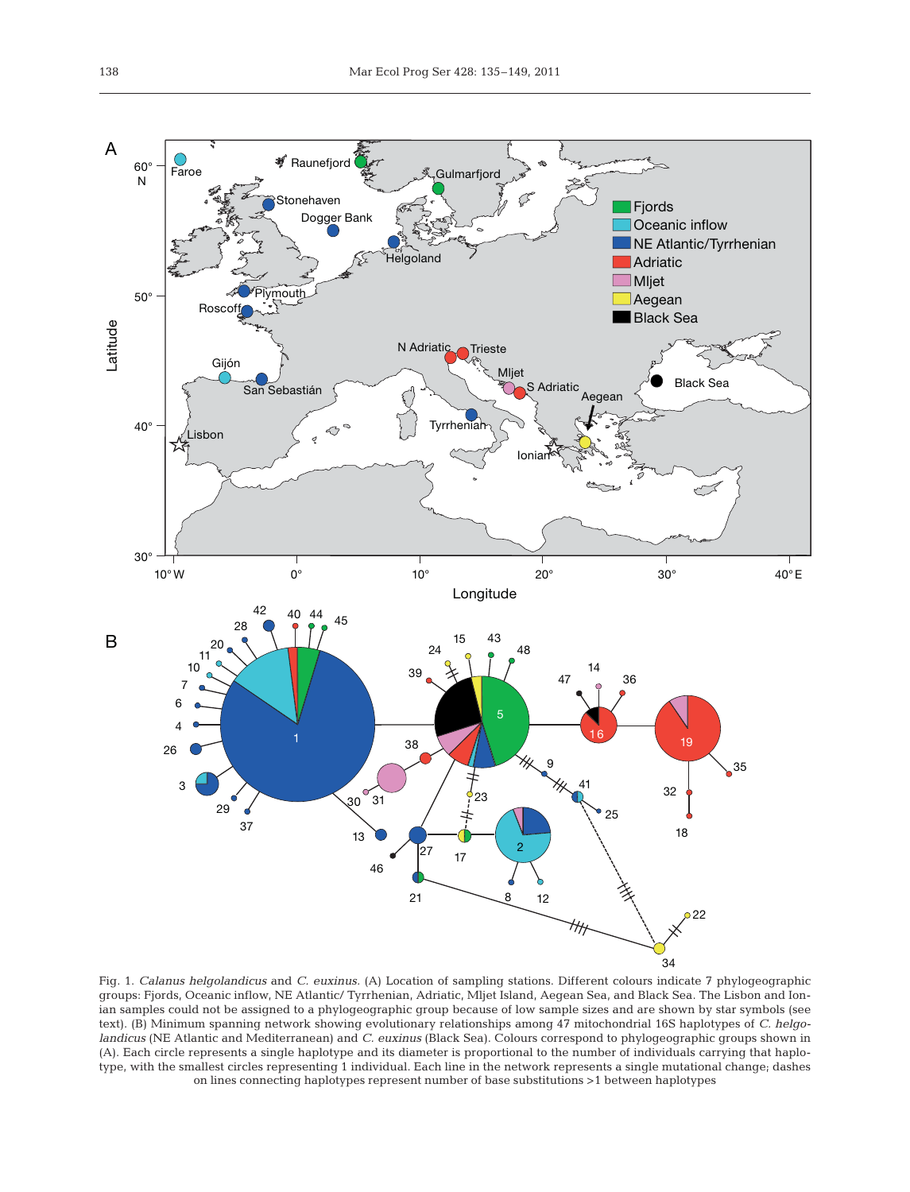Fig. 1. *Calanus helgolandicus* and *C. euxinus*. (A) Location of sampling stations. Different colours indicate 7 phylogeographic groups: Fjords, Oceanic inflow, NE Atlantic/ Tyrrhenian, Adriatic, Mljet Island, Aegean Sea, and Black Sea. The Lisbon and Ionian samples could not be assigned to a phylogeographic group because of low sample sizes and are shown by star symbols (see text). (B) Minimum spanning network showing evolutionary relationships among 47 mitochondrial 16S haplotypes of *C. helgolandicus* (NE Atlantic and Mediterranean) and *C. euxinus* (Black Sea). Colours correspond to phylogeographic groups shown in (A). Each circle represents a single haplotype and its diameter is proportional to the number of individuals carrying that haplotype, with the smallest circles representing 1 individual. Each line in the network represents a single mutational change; dashes on lines connecting haplotypes represent number of base substitutions >1 between haplotypes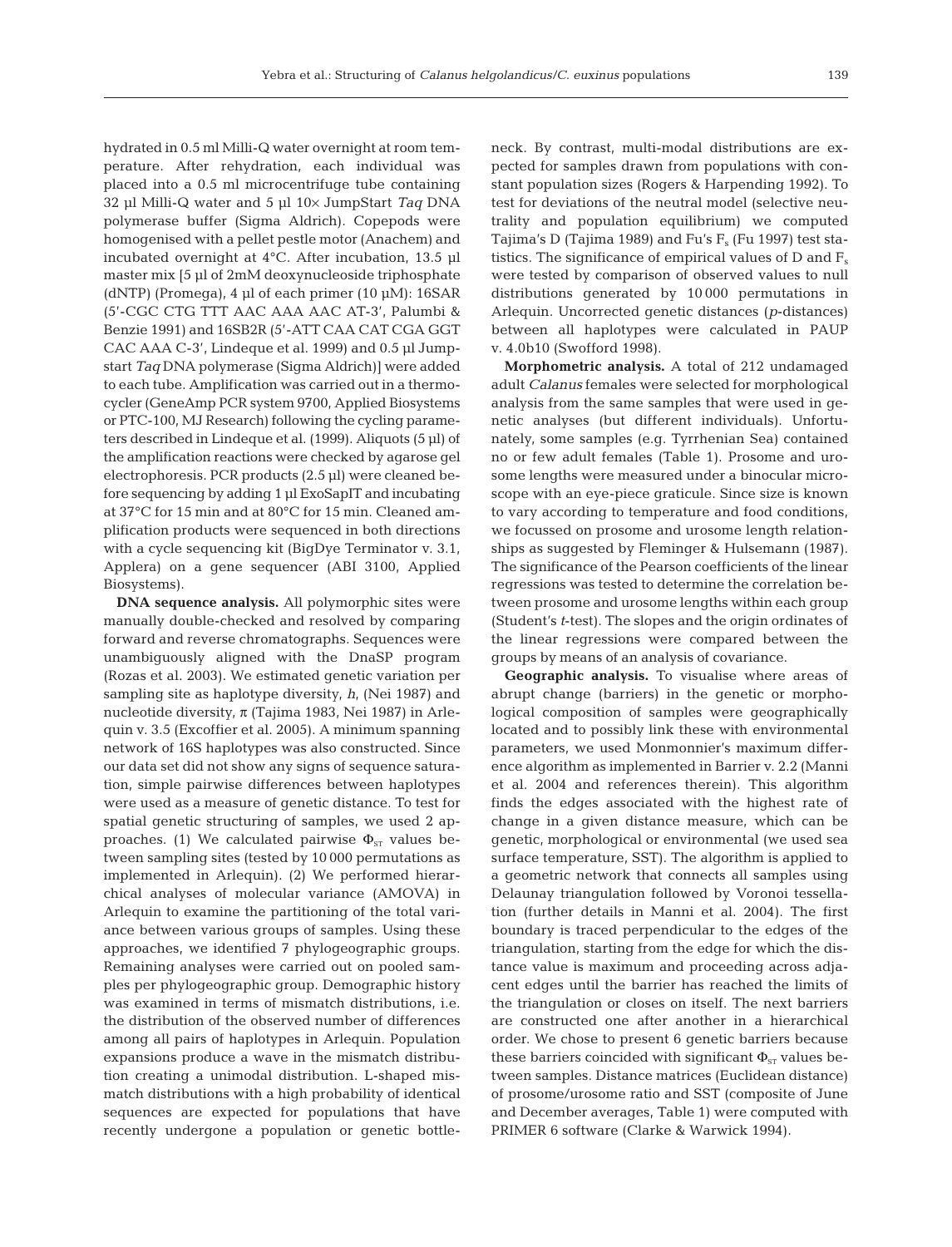hydrated in 0.5 ml Milli-Q water overnight at room temperature. After rehydration, each individual was placed into a 0.5 ml microcentrifuge tube containing 32 µl Milli-Q water and 5 µl 10× JumpStart *Taq* DNA polymerase buffer (Sigma Aldrich). Copepods were homogenised with a pellet pestle motor (Anachem) and incubated overnight at 4°C. After incubation, 13.5 µl master mix [5 µl of 2mM deoxynucleoside triphosphate (dNTP) (Promega), 4 µl of each primer (10 µM): 16SAR (5'-CGC CTG TTT AAC AAA AAC AT-3', Palumbi & Benzie 1991) and 16SB2R (5'-ATT CAA CAT CGA GGT CAC AAA C-3', Lindeque et al. 1999) and 0.5 µl Jumpstart *Taq* DNA polymerase (Sigma Aldrich)] were added to each tube. Amplification was carried out in a thermocycler (GeneAmp PCR system 9700, Applied Biosystems or PTC-100, MJ Research) following the cycling parameters described in Lindeque et al. (1999). Aliquots (5 µl) of the amplification reactions were checked by agarose gel electrophoresis. PCR products (2.5 µl) were cleaned before sequencing by adding 1 µl ExoSapIT and incubating at 37°C for 15 min and at 80°C for 15 min. Cleaned amplification products were sequenced in both directions with a cycle sequencing kit (BigDye Terminator v. 3.1, Applera) on a gene sequencer (ABI 3100, Applied Biosystems).

**DNA sequence analysis.** All polymorphic sites were manually double-checked and resolved by comparing forward and reverse chromatographs. Sequences were unambiguously aligned with the DnaSP program (Rozas et al. 2003). We estimated genetic variation per sampling site as haplotype diversity, *h*, (Nei 1987) and nucleotide diversity, π (Tajima 1983, Nei 1987) in Arlequin v. 3.5 (Excoffier et al. 2005). A minimum spanning network of 16S haplotypes was also constructed. Since our data set did not show any signs of sequence saturation, simple pairwise differences between haplotypes were used as a measure of genetic distance. To test for spatial genetic structuring of samples, we used 2 approaches. (1) We calculated pairwise $\Phi_{ST}$ values between sampling sites (tested by 10 000 permutations as implemented in Arlequin). (2) We performed hierarchical analyses of molecular variance (AMOVA) in Arlequin to examine the partitioning of the total variance between various groups of samples. Using these approaches, we identified 7 phylogeographic groups. Remaining analyses were carried out on pooled samples per phylogeographic group. Demographic history was examined in terms of mismatch distributions, i.e. the distribution of the observed number of differences among all pairs of haplotypes in Arlequin. Population expansions produce a wave in the mismatch distribution creating a unimodal distribution. L-shaped mismatch distributions with a high probability of identical sequences are expected for populations that have recently undergone a population or genetic bottleneck. By contrast, multi-modal distributions are expected for samples drawn from populations with constant population sizes (Rogers & Harpending 1992). To test for deviations of the neutral model (selective neutrality and population equilibrium) we computed Tajima's D (Tajima 1989) and Fu's $F_s$ (Fu 1997) test statistics. The significance of empirical values of D and $F_s$ were tested by comparison of observed values to null distributions generated by 10 000 permutations in Arlequin. Uncorrected genetic distances (*p*-distances) between all haplotypes were calculated in PAUP v. 4.0b10 (Swofford 1998).

**Morphometric analysis.** A total of 212 undamaged adult *Calanus* females were selected for morphological analysis from the same samples that were used in genetic analyses (but different individuals). Unfortunately, some samples (e.g. Tyrrhenian Sea) contained no or few adult females (Table 1). Prosome and urosome lengths were measured under a binocular microscope with an eye-piece graticule. Since size is known to vary according to temperature and food conditions, we focussed on prosome and urosome length relationships as suggested by Fleminger & Hulsemann (1987). The significance of the Pearson coefficients of the linear regressions was tested to determine the correlation between prosome and urosome lengths within each group (Student's *t*-test). The slopes and the origin ordinates of the linear regressions were compared between the groups by means of an analysis of covariance.

**Geographic analysis.** To visualise where areas of abrupt change (barriers) in the genetic or morphological composition of samples were geographically located and to possibly link these with environmental parameters, we used Monmonnier's maximum difference algorithm as implemented in Barrier v. 2.2 (Manni et al. 2004 and references therein). This algorithm finds the edges associated with the highest rate of change in a given distance measure, which can be genetic, morphological or environmental (we used sea surface temperature, SST). The algorithm is applied to a geometric network that connects all samples using Delaunay triangulation followed by Voronoi tessellation (further details in Manni et al. 2004). The first boundary is traced perpendicular to the edges of the triangulation, starting from the edge for which the distance value is maximum and proceeding across adjacent edges until the barrier has reached the limits of the triangulation or closes on itself. The next barriers are constructed one after another in a hierarchical order. We chose to present 6 genetic barriers because these barriers coincided with significant $\Phi_{ST}$ values between samples. Distance matrices (Euclidean distance) of prosome/urosome ratio and SST (composite of June and December averages, Table 1) were computed with PRIMER 6 software (Clarke & Warwick 1994).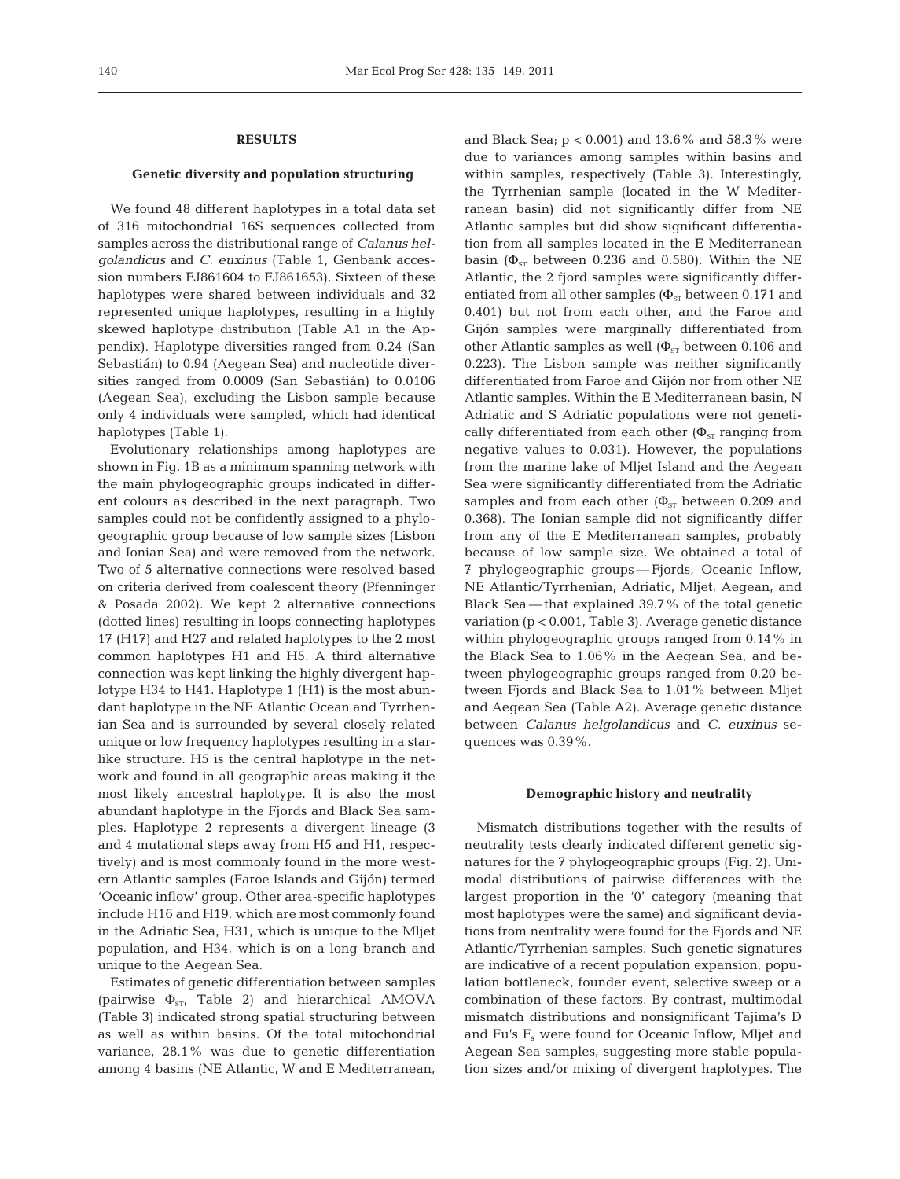## RESULTS

### Genetic diversity and population structuring

We found 48 different haplotypes in a total data set of 316 mitochondrial 16S sequences collected from samples across the distributional range of *Calanus helgolandicus* and *C. euxinus* (Table 1, Genbank accession numbers FJ861604 to FJ861653). Sixteen of these haplotypes were shared between individuals and 32 represented unique haplotypes, resulting in a highly skewed haplotype distribution (Table A1 in the Appendix). Haplotype diversities ranged from 0.24 (San Sebastián) to 0.94 (Aegean Sea) and nucleotide diversities ranged from 0.0009 (San Sebastián) to 0.0106 (Aegean Sea), excluding the Lisbon sample because only 4 individuals were sampled, which had identical haplotypes (Table 1).

Evolutionary relationships among haplotypes are shown in Fig. 1B as a minimum spanning network with the main phylogeographic groups indicated in different colours as described in the next paragraph. Two samples could not be confidently assigned to a phylogeographic group because of low sample sizes (Lisbon and Ionian Sea) and were removed from the network. Two of 5 alternative connections were resolved based on criteria derived from coalescent theory (Pfenninger & Posada 2002). We kept 2 alternative connections (dotted lines) resulting in loops connecting haplotypes 17 (H17) and H27 and related haplotypes to the 2 most common haplotypes H1 and H5. A third alternative connection was kept linking the highly divergent haplotype H34 to H41. Haplotype 1 (H1) is the most abundant haplotype in the NE Atlantic Ocean and Tyrrhenian Sea and is surrounded by several closely related unique or low frequency haplotypes resulting in a star-like structure. H5 is the central haplotype in the network and found in all geographic areas making it the most likely ancestral haplotype. It is also the most abundant haplotype in the Fjords and Black Sea samples. Haplotype 2 represents a divergent lineage (3 and 4 mutational steps away from H5 and H1, respectively) and is most commonly found in the more western Atlantic samples (Faroe Islands and Gijón) termed 'Oceanic inflow' group. Other area-specific haplotypes include H16 and H19, which are most commonly found in the Adriatic Sea, H31, which is unique to the Mljet population, and H34, which is on a long branch and unique to the Aegean Sea.

Estimates of genetic differentiation between samples (pairwise $\Phi_{ST}$, Table 2) and hierarchical AMOVA (Table 3) indicated strong spatial structuring between as well as within basins. Of the total mitochondrial variance, 28.1% was due to genetic differentiation among 4 basins (NE Atlantic, W and E Mediterranean, and Black Sea; $p < 0.001$) and 13.6% and 58.3% were due to variances among samples within basins and within samples, respectively (Table 3). Interestingly, the Tyrrhenian sample (located in the W Mediterranean basin) did not significantly differ from NE Atlantic samples but did show significant differentiation from all samples located in the E Mediterranean basin ($\Phi_{ST}$ between 0.236 and 0.580). Within the NE Atlantic, the 2 fjord samples were significantly differentiated from all other samples ($\Phi_{ST}$ between 0.171 and 0.401) but not from each other, and the Faroe and Gijón samples were marginally differentiated from other Atlantic samples as well ($\Phi_{ST}$ between 0.106 and 0.223). The Lisbon sample was neither significantly differentiated from Faroe and Gijón nor from other NE Atlantic samples. Within the E Mediterranean basin, N Adriatic and S Adriatic populations were not genetically differentiated from each other ($\Phi_{ST}$ ranging from negative values to 0.031). However, the populations from the marine lake of Mljet Island and the Aegean Sea were significantly differentiated from the Adriatic samples and from each other ($\Phi_{ST}$ between 0.209 and 0.368). The Ionian sample did not significantly differ from any of the E Mediterranean samples, probably because of low sample size. We obtained a total of 7 phylogeographic groups — Fjords, Oceanic Inflow, NE Atlantic/Tyrrhenian, Adriatic, Mljet, Aegean, and Black Sea — that explained 39.7% of the total genetic variation ($p < 0.001$, Table 3). Average genetic distance within phylogeographic groups ranged from 0.14% in the Black Sea to 1.06% in the Aegean Sea, and between phylogeographic groups ranged from 0.20 between Fjords and Black Sea to 1.01% between Mljet and Aegean Sea (Table A2). Average genetic distance between *Calanus helgolandicus* and *C. euxinus* sequences was 0.39%.

### Demographic history and neutrality

Mismatch distributions together with the results of neutrality tests clearly indicated different genetic signatures for the 7 phylogeographic groups (Fig. 2). Unimodal distributions of pairwise differences with the largest proportion in the '0' category (meaning that most haplotypes were the same) and significant deviations from neutrality were found for the Fjords and NE Atlantic/Tyrrhenian samples. Such genetic signatures are indicative of a recent population expansion, population bottleneck, founder event, selective sweep or a combination of these factors. By contrast, multimodal mismatch distributions and nonsignificant Tajima's D and Fu's $F_s$ were found for Oceanic Inflow, Mljet and Aegean Sea samples, suggesting more stable population sizes and/or mixing of divergent haplotypes. The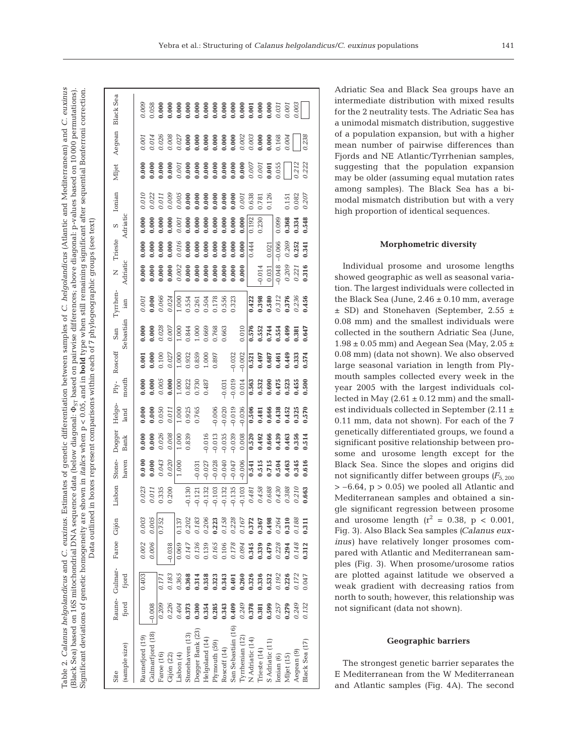Table 2. *Calanus helgolandicus* and *C. euxinus*. Estimates of genetic differentiation between samples of *C. helgolandicus* (Atlantic and Mediterranean) and *C. euxinus* (Black Sea) based on 16S mitochondrial DNA sequence data (below diagonal: $\Phi_{ST}$ based on pairwise differences; above diagonal: p-values based on 10 000 permutations). Significant deviations of genetic homogeneity are shown in *italics* when $p < 0.05$, and in **bold** type when still remaining significant after sequential Bonferroni correction. Data outlined in boxes represent comparisons within each of 7 phylogeographic groups (see text)

| Site (sample size) | Raune-fjord | Gulmar-fjord | Faroe | Gijón | Lisbon | Stone-haven | Dogger Bank | Helgo-land | Ply-mouth | Roscoff | San Sebastián | Tyrrhen-ian | N Adriatic | Trieste | S Adriatic | Ionian | Mljet | Aegean | Black Sea |
|---|---|---|---|---|---|---|---|---|---|---|---|---|---|---|---|---|---|---|---|
| Raunefjord (19) | | 0.403 | 0.002 | 0.003 | 0.023 | 0.000 | 0.000 | 0.000 | 0.000 | 0.001 | 0.000 | 0.001 | 0.000 | 0.000 | 0.000 | 0.010 | 0.000 | 0.001 | 0.009 |
| Gulmarfjord (18) | –0.008 | | 0.006 | 0.005 | 0.011 | 0.000 | 0.000 | 0.000 | 0.000 | 0.000 | 0.000 | 0.000 | 0.000 | 0.000 | 0.000 | 0.022 | 0.000 | 0.014 | 0.058 |
| Faroe (16) | 0.209 | 0.171 | | 0.752 | 0.335 | 0.043 | 0.026 | 0.050 | 0.005 | 0.100 | 0.028 | 0.066 | 0.000 | 0.000 | 0.000 | 0.011 | 0.000 | 0.026 | 0.000 |
| Gijón (22) | 0.226 | 0.183 | –0.038 | | 0.200 | 0.020 | 0.008 | 0.011 | 0.000 | 0.027 | 0.007 | 0.024 | 0.000 | 0.000 | 0.000 | 0.009 | 0.000 | 0.008 | 0.000 |
| Lisbon (4) | 0.404 | 0.365 | 0.069 | 0.137 | | 1.000 | 1.000 | 1.000 | 1.000 | 1.000 | 1.000 | 1.000 | 0.002 | 0.016 | 0.001 | 0.005 | 0.001 | 0.027 | 0.000 |
| Stonehaven (13) | 0.373 | 0.368 | 0.147 | 0.202 | –0.130 | | 0.839 | 0.925 | 0.822 | 0.932 | 0.844 | 0.554 | 0.000 | 0.000 | 0.000 | 0.000 | 0.000 | 0.000 | 0.000 |
| Dogger Bank (23) | 0.300 | 0.314 | 0.136 | 0.183 | –0.121 | –0.031 | | 0.765 | 0.730 | 0.859 | 1.000 | 0.261 | 0.000 | 0.000 | 0.000 | 0.000 | 0.000 | 0.000 | 0.000 |
| Helgoland (14) | 0.354 | 0.358 | 0.139 | 0.206 | –0.132 | –0.027 | –0.016 | | 0.487 | 1.000 | 0.669 | 0.504 | 0.000 | 0.000 | 0.000 | 0.000 | 0.000 | 0.000 | 0.000 |
| Plymouth (59) | 0.285 | 0.323 | 0.165 | 0.223 | –0.103 | –0.028 | –0.013 | –0.006 | | 0.897 | 0.768 | 0.178 | 0.000 | 0.000 | 0.000 | 0.000 | 0.000 | 0.000 | 0.000 |
| Roscoff (14) | 0.343 | 0.343 | 0.106 | 0.158 | –0.132 | –0.040 | –0.035 | –0.020 | –0.031 | | 0.663 | 0.556 | 0.000 | 0.000 | 0.000 | 0.000 | 0.000 | 0.000 | 0.000 |
| San Sebastián (16) | 0.409 | 0.401 | 0.178 | 0.228 | –0.135 | –0.047 | –0.039 | –0.019 | –0.019 | –0.032 | | 0.323 | 0.000 | 0.000 | 0.000 | 0.000 | 0.000 | 0.000 | 0.000 |
| Tyrrhenian (12) | 0.249 | 0.260 | 0.094 | 0.167 | –0.103 | –0.006 | 0.008 | –0.036 | 0.014 | –0.002 | 0.010 | | 0.000 | 0.000 | 0.000 | 0.001 | 0.000 | 0.002 | 0.000 |
| N Adriatic (14) | 0.378 | 0.326 | 0.345 | 0.372 | 0.481 | 0.541 | 0.520 | 0.506 | 0.563 | 0.521 | 0.576 | 0.422 | | 0.444 | 0.192 | 0.638 | 0.007 | 0.003 | 0.001 |
| Trieste (14) | 0.381 | 0.336 | 0.339 | 0.367 | 0.458 | 0.515 | 0.492 | 0.481 | 0.532 | 0.497 | 0.552 | 0.398 | –0.014 | | 0.230 | 0.781 | 0.001 | 0.000 | 0.000 |
| S Adriatic (11) | 0.599 | 0.532 | 0.479 | 0.498 | 0.688 | 0.715 | 0.666 | 0.666 | 0.690 | 0.687 | 0.744 | 0.580 | 0.031 | 0.021 | | 0.126 | 0.001 | 0.000 | 0.000 |
| Ionian (6) | 0.257 | 0.192 | 0.228 | 0.264 | 0.430 | 0.504 | 0.439 | 0.438 | 0.475 | 0.461 | 0.554 | 0.312 | –0.048 | –0.066 | 0.099 | | 0.055 | 0.168 | 0.031 |
| Mljet (15) | 0.279 | 0.226 | 0.294 | 0.310 | 0.388 | 0.463 | 0.463 | 0.452 | 0.523 | 0.449 | 0.499 | 0.376 | 0.209 | 0.269 | 0.368 | 0.151 | | 0.004 | 0.001 |
| Aegean (9) | 0.249 | 0.172 | 0.148 | 0.188 | 0.210 | 0.345 | 0.356 | 0.325 | 0.455 | 0.333 | 0.381 | 0.236 | 0.221 | 0.252 | 0.334 | 0.082 | 0.212 | | 0.003 |
| Black Sea (17) | 0.132 | 0.047 | 0.312 | 0.311 | 0.663 | 0.616 | 0.514 | 0.570 | 0.500 | 0.574 | 0.647 | 0.456 | 0.316 | 0.341 | 0.548 | 0.207 | 0.222 | 0.238 | |

Adriatic Sea and Black Sea groups have an intermediate distribution with mixed results for the 2 neutrality tests. The Adriatic Sea has a unimodal mismatch distribution, suggestive of a population expansion, but with a higher mean number of pairwise differences than Fjords and NE Atlantic/Tyrrhenian samples, suggesting that the population expansion may be older (assuming equal mutation rates among samples). The Black Sea has a bimodal mismatch distribution but with a very high proportion of identical sequences.

### Morphometric diversity

Individual prosome and urosome lengths showed geographic as well as seasonal variation. The largest individuals were collected in the Black Sea (June, 2.46 ± 0.10 mm, average ± SD) and Stonehaven (September, 2.55 ± 0.08 mm) and the smallest individuals were collected in the southern Adriatic Sea (June, 1.98 ± 0.05 mm) and Aegean Sea (May, 2.05 ± 0.08 mm) (data not shown). We also observed large seasonal variation in length from Plymouth samples collected every week in the year 2005 with the largest individuals collected in May (2.61 ± 0.12 mm) and the smallest individuals collected in September (2.11 ± 0.11 mm, data not shown). For each of the 7 genetically differentiated groups, we found a significant positive relationship between prosome and urosome length except for the Black Sea. Since the slopes and origins did not significantly differ between groups ($F_{5,200} > -6.64$, $p > 0.05$) we pooled all Atlantic and Mediterranean samples and obtained a single significant regression between prosome and urosome length ($r^2 = 0.38$, $p < 0.001$, Fig. 3). Also Black Sea samples (*Calanus euxinus*) have relatively longer prosomes compared with Atlantic and Mediterranean samples (Fig. 3). When prosome/urosome ratios are plotted against latitude we observed a weak gradient with decreasing ratios from north to south; however, this relationship was not significant (data not shown).

### Geographic barriers

The strongest genetic barrier separates the E Mediterranean from the W Mediterranean and Atlantic samples (Fig. 4A). The second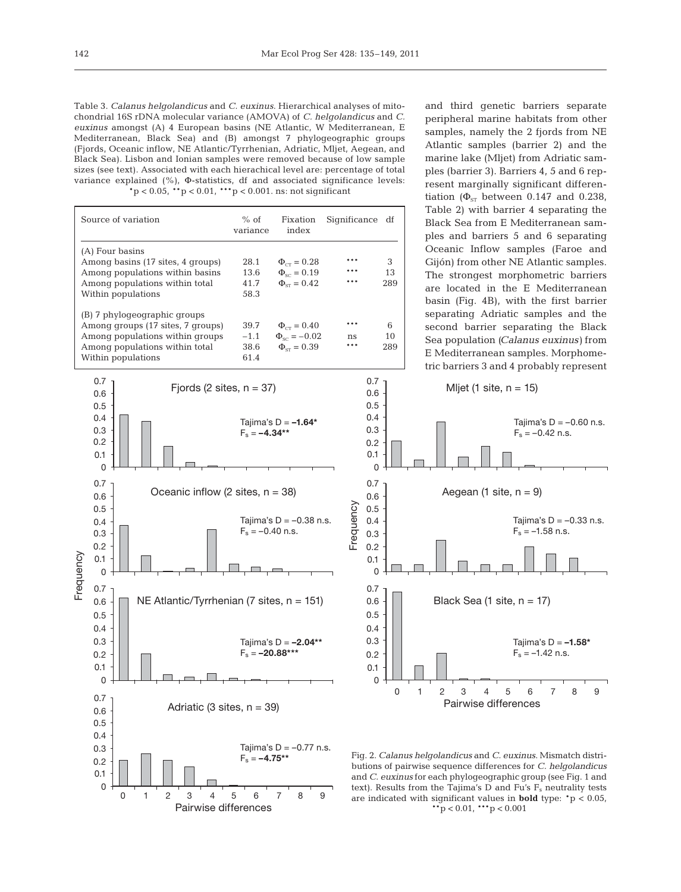Table 3. *Calanus helgolandicus* and *C. euxinus*. Hierarchical analyses of mitochondrial 16S rDNA molecular variance (AMOVA) of *C. helgolandicus* and *C. euxinus* amongst (A) 4 European basins (NE Atlantic, W Mediterranean, E Mediterranean, Black Sea) and (B) amongst 7 phylogeographic groups (Fjords, Oceanic inflow, NE Atlantic/Tyrrhenian, Adriatic, Mljet, Aegean, and Black Sea). Lisbon and Ionian samples were removed because of low sample sizes (see text). Associated with each hierachical level are: percentage of total variance explained (%), Φ-statistics, df and associated significance levels: \*$p < 0.05$, \*\*$p < 0.01$, \*\*\*$p < 0.001$. ns: not significant

| Source of variation | % of variance | Fixation index | Significance | df |
|---|---|---|---|---|
| (A) Four basins | | | | |
| Among basins (17 sites, 4 groups) | 28.1 | $\Phi_{CT} = 0.28$ | \*\*\* | 3 |
| Among populations within basins | 13.6 | $\Phi_{SC} = 0.19$ | \*\*\* | 13 |
| Among populations within total | 41.7 | $\Phi_{ST} = 0.42$ | \*\*\* | 289 |
| Within populations | 58.3 | | | |
| (B) 7 phylogeographic groups | | | | |
| Among groups (17 sites, 7 groups) | 39.7 | $\Phi_{CT} = 0.40$ | \*\*\* | 6 |
| Among populations within groups | −1.1 | $\Phi_{SC} = -0.02$ | ns | 10 |
| Among populations within total | 38.6 | $\Phi_{ST} = 0.39$ | \*\*\* | 289 |
| Within populations | 61.4 | | | |

and third genetic barriers separate peripheral marine habitats from other samples, namely the 2 fjords from NE Atlantic samples (barrier 2) and the marine lake (Mljet) from Adriatic samples (barrier 3). Barriers 4, 5 and 6 represent marginally significant differentiation ($\Phi_{ST}$ between 0.147 and 0.238, Table 2) with barrier 4 separating the Black Sea from E Mediterranean samples and barriers 5 and 6 separating Oceanic Inflow samples (Faroe and Gijón) from other NE Atlantic samples. The strongest morphometric barriers are located in the E Mediterranean basin (Fig. 4B), with the first barrier separating Adriatic samples and the second barrier separating the Black Sea population (*Calanus euxinus*) from E Mediterranean samples. Morphometric barriers 3 and 4 probably represent

Fig. 2. *Calanus helgolandicus* and *C. euxinus*. Mismatch distributions of pairwise sequence differences for *C. helgolandicus* and *C. euxinus* for each phylogeographic group (see Fig. 1 and text). Results from the Tajima's D and Fu's $F_s$ neutrality tests are indicated with significant values in **bold** type: \*$p < 0.05$, \*\*$p < 0.01$, \*\*\*$p < 0.001$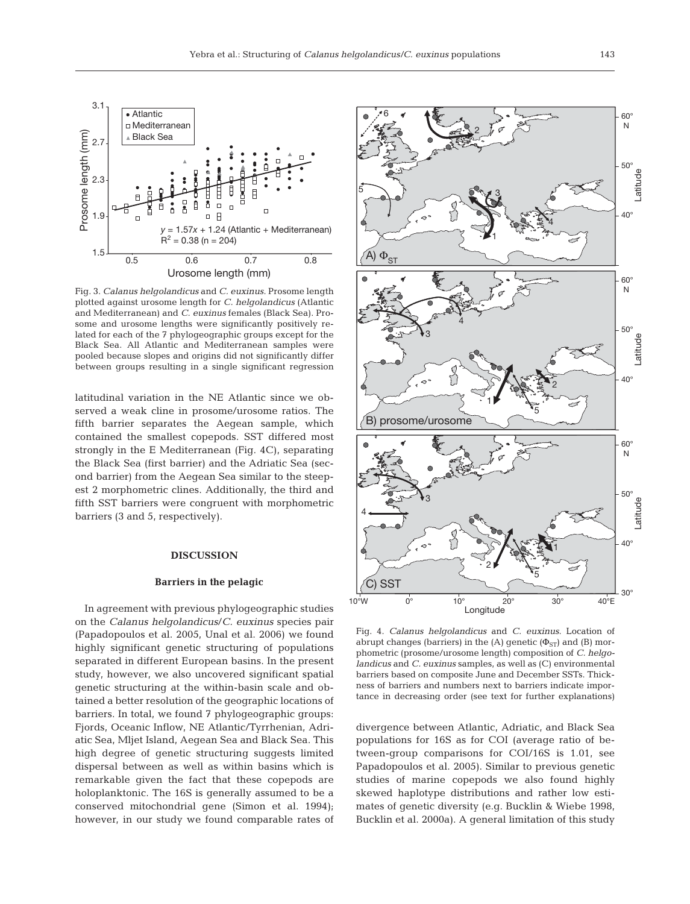Fig. 3. *Calanus helgolandicus* and *C. euxinus*. Prosome length plotted against urosome length for *C. helgolandicus* (Atlantic and Mediterranean) and *C. euxinus* females (Black Sea). Prosome and urosome lengths were significantly positively related for each of the 7 phylogeographic groups except for the Black Sea. All Atlantic and Mediterranean samples were pooled because slopes and origins did not significantly differ between groups resulting in a single significant regression

latitudinal variation in the NE Atlantic since we observed a weak cline in prosome/urosome ratios. The fifth barrier separates the Aegean sample, which contained the smallest copepods. SST differed most strongly in the E Mediterranean (Fig. 4C), separating the Black Sea (first barrier) and the Adriatic Sea (second barrier) from the Aegean Sea similar to the steepest 2 morphometric clines. Additionally, the third and fifth SST barriers were congruent with morphometric barriers (3 and 5, respectively).

## DISCUSSION

### Barriers in the pelagic

In agreement with previous phylogeographic studies on the *Calanus helgolandicus*/*C. euxinus* species pair (Papadopoulos et al. 2005, Unal et al. 2006) we found highly significant genetic structuring of populations separated in different European basins. In the present study, however, we also uncovered significant spatial genetic structuring at the within-basin scale and obtained a better resolution of the geographic locations of barriers. In total, we found 7 phylogeographic groups: Fjords, Oceanic Inflow, NE Atlantic/Tyrrhenian, Adriatic Sea, Mljet Island, Aegean Sea and Black Sea. This high degree of genetic structuring suggests limited dispersal between as well as within basins which is remarkable given the fact that these copepods are holoplanktonic. The 16S is generally assumed to be a conserved mitochondrial gene (Simon et al. 1994); however, in our study we found comparable rates of divergence between Atlantic, Adriatic, and Black Sea populations for 16S as for COI (average ratio of between-group comparisons for COI/16S is 1.01, see Papadopoulos et al. 2005). Similar to previous genetic studies of marine copepods we also found highly skewed haplotype distributions and rather low estimates of genetic diversity (e.g. Bucklin & Wiebe 1998, Bucklin et al. 2000a). A general limitation of this study

Fig. 4. *Calanus helgolandicus* and *C. euxinus*. Location of abrupt changes (barriers) in the (A) genetic ($\Phi_{ST}$) and (B) morphometric (prosome/urosome length) composition of *C. helgolandicus* and *C. euxinus* samples, as well as (C) environmental barriers based on composite June and December SSTs. Thickness of barriers and numbers next to barriers indicate importance in decreasing order (see text for further explanations)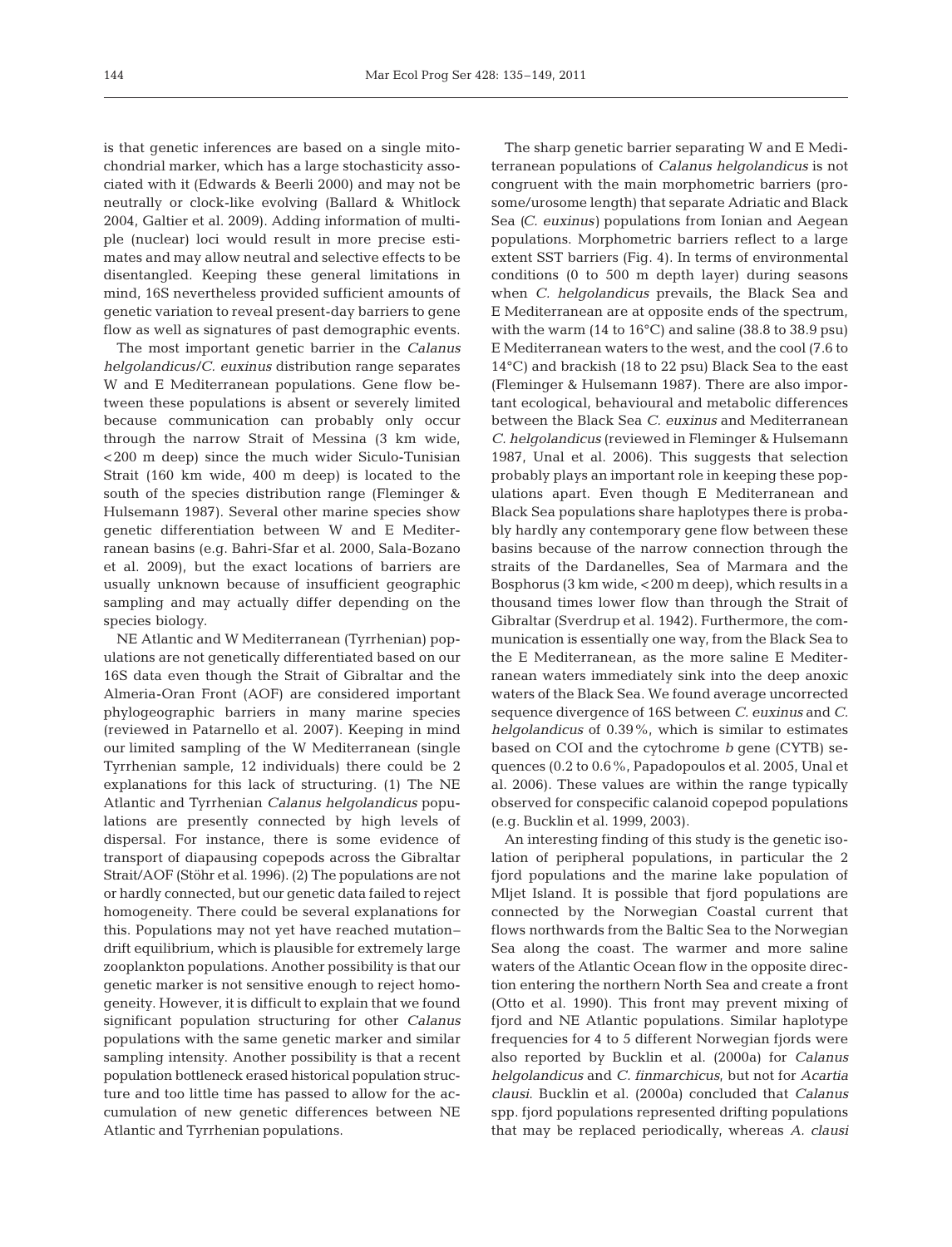is that genetic inferences are based on a single mitochondrial marker, which has a large stochasticity associated with it (Edwards & Beerli 2000) and may not be neutrally or clock-like evolving (Ballard & Whitlock 2004, Galtier et al. 2009). Adding information of multiple (nuclear) loci would result in more precise estimates and may allow neutral and selective effects to be disentangled. Keeping these general limitations in mind, 16S nevertheless provided sufficient amounts of genetic variation to reveal present-day barriers to gene flow as well as signatures of past demographic events.

The most important genetic barrier in the *Calanus helgolandicus*/*C. euxinus* distribution range separates W and E Mediterranean populations. Gene flow between these populations is absent or severely limited because communication can probably only occur through the narrow Strait of Messina (3 km wide, <200 m deep) since the much wider Siculo-Tunisian Strait (160 km wide, 400 m deep) is located to the south of the species distribution range (Fleminger & Hulsemann 1987). Several other marine species show genetic differentiation between W and E Mediterranean basins (e.g. Bahri-Sfar et al. 2000, Sala-Bozano et al. 2009), but the exact locations of barriers are usually unknown because of insufficient geographic sampling and may actually differ depending on the species biology.

NE Atlantic and W Mediterranean (Tyrrhenian) populations are not genetically differentiated based on our 16S data even though the Strait of Gibraltar and the Almeria-Oran Front (AOF) are considered important phylogeographic barriers in many marine species (reviewed in Patarnello et al. 2007). Keeping in mind our limited sampling of the W Mediterranean (single Tyrrhenian sample, 12 individuals) there could be 2 explanations for this lack of structuring. (1) The NE Atlantic and Tyrrhenian *Calanus helgolandicus* populations are presently connected by high levels of dispersal. For instance, there is some evidence of transport of diapausing copepods across the Gibraltar Strait/AOF (Stöhr et al. 1996). (2) The populations are not or hardly connected, but our genetic data failed to reject homogeneity. There could be several explanations for this. Populations may not yet have reached mutation–drift equilibrium, which is plausible for extremely large zooplankton populations. Another possibility is that our genetic marker is not sensitive enough to reject homogeneity. However, it is difficult to explain that we found significant population structuring for other *Calanus* populations with the same genetic marker and similar sampling intensity. Another possibility is that a recent population bottleneck erased historical population structure and too little time has passed to allow for the accumulation of new genetic differences between NE Atlantic and Tyrrhenian populations.

The sharp genetic barrier separating W and E Mediterranean populations of *Calanus helgolandicus* is not congruent with the main morphometric barriers (prosome/urosome length) that separate Adriatic and Black Sea (*C. euxinus*) populations from Ionian and Aegean populations. Morphometric barriers reflect to a large extent SST barriers (Fig. 4). In terms of environmental conditions (0 to 500 m depth layer) during seasons when *C. helgolandicus* prevails, the Black Sea and E Mediterranean are at opposite ends of the spectrum, with the warm (14 to 16°C) and saline (38.8 to 38.9 psu) E Mediterranean waters to the west, and the cool (7.6 to 14°C) and brackish (18 to 22 psu) Black Sea to the east (Fleminger & Hulsemann 1987). There are also important ecological, behavioural and metabolic differences between the Black Sea *C. euxinus* and Mediterranean *C. helgolandicus* (reviewed in Fleminger & Hulsemann 1987, Unal et al. 2006). This suggests that selection probably plays an important role in keeping these populations apart. Even though E Mediterranean and Black Sea populations share haplotypes there is probably hardly any contemporary gene flow between these basins because of the narrow connection through the straits of the Dardanelles, Sea of Marmara and the Bosphorus (3 km wide, <200 m deep), which results in a thousand times lower flow than through the Strait of Gibraltar (Sverdrup et al. 1942). Furthermore, the communication is essentially one way, from the Black Sea to the E Mediterranean, as the more saline E Mediterranean waters immediately sink into the deep anoxic waters of the Black Sea. We found average uncorrected sequence divergence of 16S between *C. euxinus* and *C. helgolandicus* of 0.39%, which is similar to estimates based on COI and the cytochrome *b* gene (CYTB) sequences (0.2 to 0.6%, Papadopoulos et al. 2005, Unal et al. 2006). These values are within the range typically observed for conspecific calanoid copepod populations (e.g. Bucklin et al. 1999, 2003).

An interesting finding of this study is the genetic isolation of peripheral populations, in particular the 2 fjord populations and the marine lake population of Mljet Island. It is possible that fjord populations are connected by the Norwegian Coastal current that flows northwards from the Baltic Sea to the Norwegian Sea along the coast. The warmer and more saline waters of the Atlantic Ocean flow in the opposite direction entering the northern North Sea and create a front (Otto et al. 1990). This front may prevent mixing of fjord and NE Atlantic populations. Similar haplotype frequencies for 4 to 5 different Norwegian fjords were also reported by Bucklin et al. (2000a) for *Calanus helgolandicus* and *C. finmarchicus*, but not for *Acartia clausi*. Bucklin et al. (2000a) concluded that *Calanus* spp. fjord populations represented drifting populations that may be replaced periodically, whereas *A. clausi*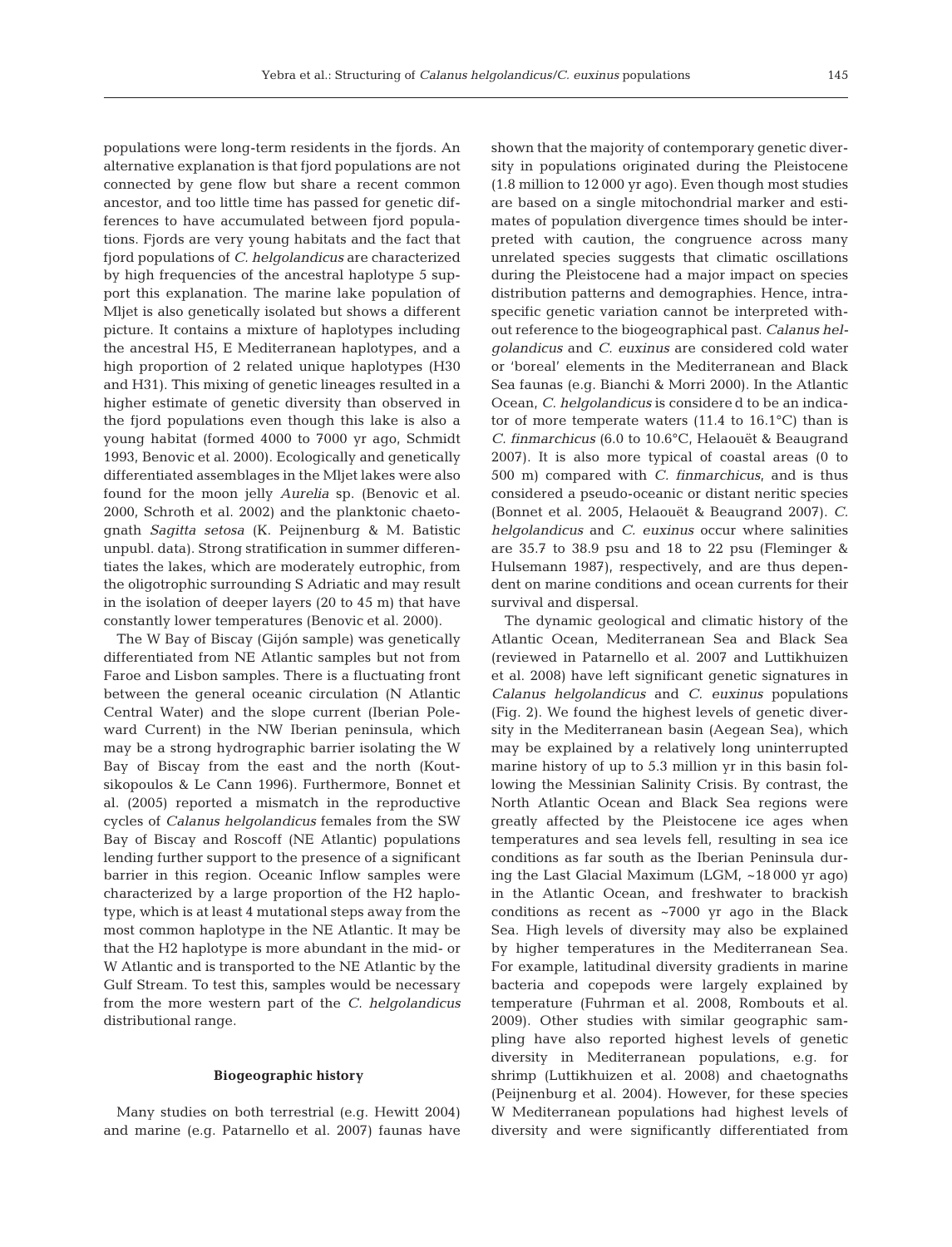populations were long-term residents in the fjords. An alternative explanation is that fjord populations are not connected by gene flow but share a recent common ancestor, and too little time has passed for genetic differences to have accumulated between fjord populations. Fjords are very young habitats and the fact that fjord populations of *C. helgolandicus* are characterized by high frequencies of the ancestral haplotype 5 support this explanation. The marine lake population of Mljet is also genetically isolated but shows a different picture. It contains a mixture of haplotypes including the ancestral H5, E Mediterranean haplotypes, and a high proportion of 2 related unique haplotypes (H30 and H31). This mixing of genetic lineages resulted in a higher estimate of genetic diversity than observed in the fjord populations even though this lake is also a young habitat (formed 4000 to 7000 yr ago, Schmidt 1993, Benovic et al. 2000). Ecologically and genetically differentiated assemblages in the Mljet lakes were also found for the moon jelly *Aurelia* sp. (Benovic et al. 2000, Schroth et al. 2002) and the planktonic chaetognath *Sagitta setosa* (K. Peijnenburg & M. Batistic unpubl. data). Strong stratification in summer differentiates the lakes, which are moderately eutrophic, from the oligotrophic surrounding S Adriatic and may result in the isolation of deeper layers (20 to 45 m) that have constantly lower temperatures (Benovic et al. 2000).

The W Bay of Biscay (Gijón sample) was genetically differentiated from NE Atlantic samples but not from Faroe and Lisbon samples. There is a fluctuating front between the general oceanic circulation (N Atlantic Central Water) and the slope current (Iberian Poleward Current) in the NW Iberian peninsula, which may be a strong hydrographic barrier isolating the W Bay of Biscay from the east and the north (Koutsikopoulos & Le Cann 1996). Furthermore, Bonnet et al. (2005) reported a mismatch in the reproductive cycles of *Calanus helgolandicus* females from the SW Bay of Biscay and Roscoff (NE Atlantic) populations lending further support to the presence of a significant barrier in this region. Oceanic Inflow samples were characterized by a large proportion of the H2 haplotype, which is at least 4 mutational steps away from the most common haplotype in the NE Atlantic. It may be that the H2 haplotype is more abundant in the mid- or W Atlantic and is transported to the NE Atlantic by the Gulf Stream. To test this, samples would be necessary from the more western part of the *C. helgolandicus* distributional range.

### Biogeographic history

Many studies on both terrestrial (e.g. Hewitt 2004) and marine (e.g. Patarnello et al. 2007) faunas have shown that the majority of contemporary genetic diversity in populations originated during the Pleistocene (1.8 million to 12 000 yr ago). Even though most studies are based on a single mitochondrial marker and estimates of population divergence times should be interpreted with caution, the congruence across many unrelated species suggests that climatic oscillations during the Pleistocene had a major impact on species distribution patterns and demographies. Hence, intraspecific genetic variation cannot be interpreted without reference to the biogeographical past. *Calanus helgolandicus* and *C. euxinus* are considered cold water or 'boreal' elements in the Mediterranean and Black Sea faunas (e.g. Bianchi & Morri 2000). In the Atlantic Ocean, *C. helgolandicus* is considered to be an indicator of more temperate waters (11.4 to 16.1°C) than is *C. finmarchicus* (6.0 to 10.6°C, Helaouët & Beaugrand 2007). It is also more typical of coastal areas (0 to 500 m) compared with *C. finmarchicus*, and is thus considered a pseudo-oceanic or distant neritic species (Bonnet et al. 2005, Helaouët & Beaugrand 2007). *C. helgolandicus* and *C. euxinus* occur where salinities are 35.7 to 38.9 psu and 18 to 22 psu (Fleminger & Hulsemann 1987), respectively, and are thus dependent on marine conditions and ocean currents for their survival and dispersal.

The dynamic geological and climatic history of the Atlantic Ocean, Mediterranean Sea and Black Sea (reviewed in Patarnello et al. 2007 and Luttikhuizen et al. 2008) have left significant genetic signatures in *Calanus helgolandicus* and *C. euxinus* populations (Fig. 2). We found the highest levels of genetic diversity in the Mediterranean basin (Aegean Sea), which may be explained by a relatively long uninterrupted marine history of up to 5.3 million yr in this basin following the Messinian Salinity Crisis. By contrast, the North Atlantic Ocean and Black Sea regions were greatly affected by the Pleistocene ice ages when temperatures and sea levels fell, resulting in sea ice conditions as far south as the Iberian Peninsula during the Last Glacial Maximum (LGM, ~18 000 yr ago) in the Atlantic Ocean, and freshwater to brackish conditions as recent as ~7000 yr ago in the Black Sea. High levels of diversity may also be explained by higher temperatures in the Mediterranean Sea. For example, latitudinal diversity gradients in marine bacteria and copepods were largely explained by temperature (Fuhrman et al. 2008, Rombouts et al. 2009). Other studies with similar geographic sampling have also reported highest levels of genetic diversity in Mediterranean populations, e.g. for shrimp (Luttikhuizen et al. 2008) and chaetognaths (Peijnenburg et al. 2004). However, for these species W Mediterranean populations had highest levels of diversity and were significantly differentiated from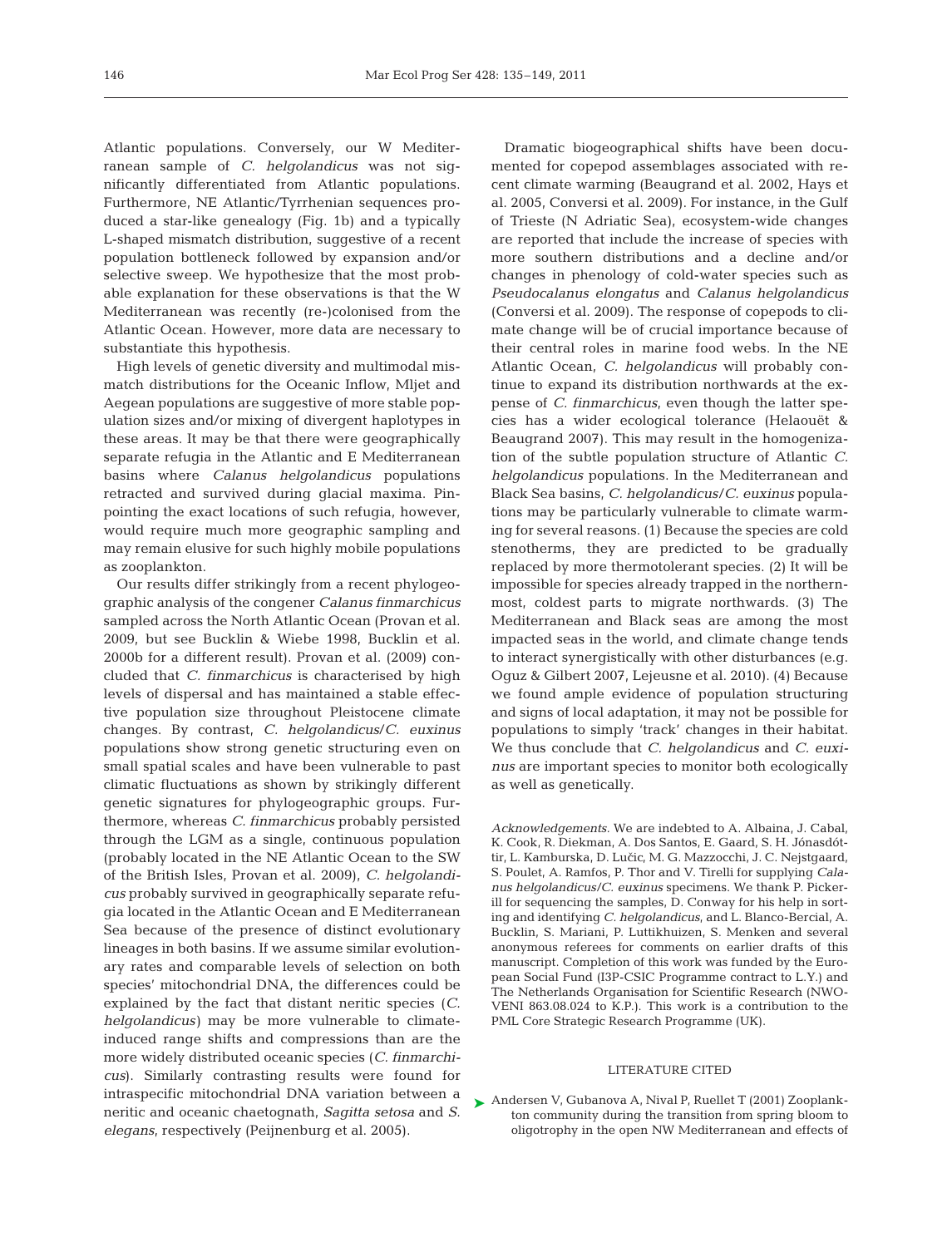Atlantic populations. Conversely, our W Mediterranean sample of *C. helgolandicus* was not significantly differentiated from Atlantic populations. Furthermore, NE Atlantic/Tyrrhenian sequences produced a star-like genealogy (Fig. 1b) and a typically L-shaped mismatch distribution, suggestive of a recent population bottleneck followed by expansion and/or selective sweep. We hypothesize that the most probable explanation for these observations is that the W Mediterranean was recently (re-)colonised from the Atlantic Ocean. However, more data are necessary to substantiate this hypothesis.

High levels of genetic diversity and multimodal mismatch distributions for the Oceanic Inflow, Mljet and Aegean populations are suggestive of more stable population sizes and/or mixing of divergent haplotypes in these areas. It may be that there were geographically separate refugia in the Atlantic and E Mediterranean basins where *Calanus helgolandicus* populations retracted and survived during glacial maxima. Pinpointing the exact locations of such refugia, however, would require much more geographic sampling and may remain elusive for such highly mobile populations as zooplankton.

Our results differ strikingly from a recent phylogeographic analysis of the congener *Calanus finmarchicus* sampled across the North Atlantic Ocean (Provan et al. 2009, but see Bucklin & Wiebe 1998, Bucklin et al. 2000b for a different result). Provan et al. (2009) concluded that *C. finmarchicus* is characterised by high levels of dispersal and has maintained a stable effective population size throughout Pleistocene climate changes. By contrast, *C. helgolandicus*/*C. euxinus* populations show strong genetic structuring even on small spatial scales and have been vulnerable to past climatic fluctuations as shown by strikingly different genetic signatures for phylogeographic groups. Furthermore, whereas *C. finmarchicus* probably persisted through the LGM as a single, continuous population (probably located in the NE Atlantic Ocean to the SW of the British Isles, Provan et al. 2009), *C. helgolandicus* probably survived in geographically separate refugia located in the Atlantic Ocean and E Mediterranean Sea because of the presence of distinct evolutionary lineages in both basins. If we assume similar evolutionary rates and comparable levels of selection on both species' mitochondrial DNA, the differences could be explained by the fact that distant neritic species (*C. helgolandicus*) may be more vulnerable to climate-induced range shifts and compressions than are the more widely distributed oceanic species (*C. finmarchicus*). Similarly contrasting results were found for intraspecific mitochondrial DNA variation between a neritic and oceanic chaetognath, *Sagitta setosa* and *S. elegans*, respectively (Peijnenburg et al. 2005).

Dramatic biogeographical shifts have been documented for copepod assemblages associated with recent climate warming (Beaugrand et al. 2002, Hays et al. 2005, Conversi et al. 2009). For instance, in the Gulf of Trieste (N Adriatic Sea), ecosystem-wide changes are reported that include the increase of species with more southern distributions and a decline and/or changes in phenology of cold-water species such as *Pseudocalanus elongatus* and *Calanus helgolandicus* (Conversi et al. 2009). The response of copepods to climate change will be of crucial importance because of their central roles in marine food webs. In the NE Atlantic Ocean, *C. helgolandicus* will probably continue to expand its distribution northwards at the expense of *C. finmarchicus*, even though the latter species has a wider ecological tolerance (Helaouët & Beaugrand 2007). This may result in the homogenization of the subtle population structure of Atlantic *C. helgolandicus* populations. In the Mediterranean and Black Sea basins, *C. helgolandicus*/*C. euxinus* populations may be particularly vulnerable to climate warming for several reasons. (1) Because the species are cold stenotherms, they are predicted to be gradually replaced by more thermotolerant species. (2) It will be impossible for species already trapped in the northernmost, coldest parts to migrate northwards. (3) The Mediterranean and Black seas are among the most impacted seas in the world, and climate change tends to interact synergistically with other disturbances (e.g. Oguz & Gilbert 2007, Lejeusne et al. 2010). (4) Because we found ample evidence of population structuring and signs of local adaptation, it may not be possible for populations to simply 'track' changes in their habitat. We thus conclude that *C. helgolandicus* and *C. euxinus* are important species to monitor both ecologically as well as genetically.

*Acknowledgements.* We are indebted to A. Albaina, J. Cabal, K. Cook, R. Diekman, A. Dos Santos, E. Gaard, S. H. Jónasdóttir, L. Kamburska, D. Lučic, M. G. Mazzocchi, J. C. Nejstgaard, S. Poulet, A. Ramfos, P. Thor and V. Tirelli for supplying *Calanus helgolandicus*/*C. euxinus* specimens. We thank P. Pickerill for sequencing the samples, D. Conway for his help in sorting and identifying *C. helgolandicus*, and L. Blanco-Bercial, A. Bucklin, S. Mariani, P. Luttikhuizen, S. Menken and several anonymous referees for comments on earlier drafts of this manuscript. Completion of this work was funded by the European Social Fund (I3P-CSIC Programme contract to L.Y.) and The Netherlands Organisation for Scientific Research (NWO-VENI 863.08.024 to K.P.). This work is a contribution to the PML Core Strategic Research Programme (UK).

## LITERATURE CITED

Andersen V, Gubanova A, Nival P, Ruellet T (2001) Zooplankton community during the transition from spring bloom to oligotrophy in the open NW Mediterranean and effects of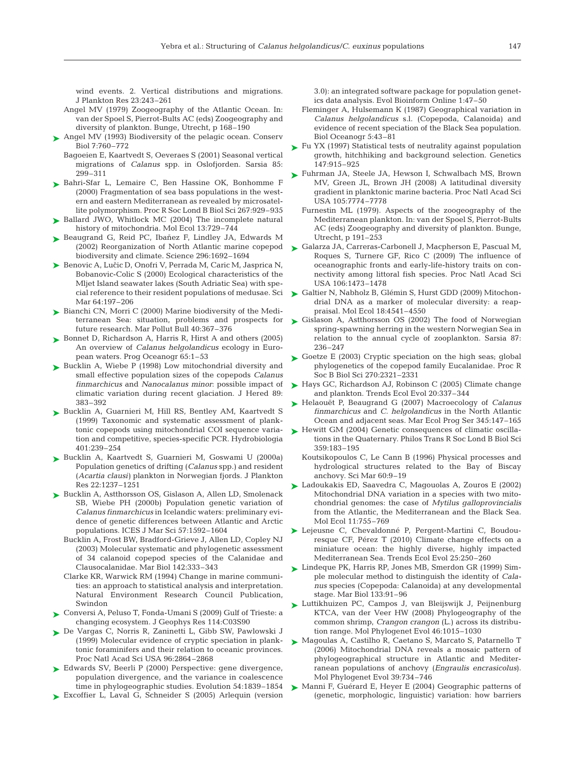wind events. 2. Vertical distributions and migrations. J Plankton Res 23:243–261

Angel MV (1979) Zoogeography of the Atlantic Ocean. In: van der Spoel S, Pierrot-Bults AC (eds) Zoogeography and diversity of plankton. Bunge, Utrecht, p 168–190

Angel MV (1993) Biodiversity of the pelagic ocean. Conserv Biol 7:760–772

Bagoeien E, Kaartvedt S, Oeveraes S (2001) Seasonal vertical migrations of *Calanus* spp. in Oslofjorden. Sarsia 85: 299–311

Bahri-Sfar L, Lemaire C, Ben Hassine OK, Bonhomme F (2000) Fragmentation of sea bass populations in the western and eastern Mediterranean as revealed by microsatellite polymorphism. Proc R Soc Lond B Biol Sci 267:929–935

Ballard JWO, Whitlock MC (2004) The incomplete natural history of mitochondria. Mol Ecol 13:729–744

Beaugrand G, Reid PC, Ibañez F, Lindley JA, Edwards M (2002) Reorganization of North Atlantic marine copepod biodiversity and climate. Science 296:1692–1694

Benovic A, Lučic D, Onofri V, Perrada M, Caric M, Jasprica N, Bobanovic-Colic S (2000) Ecological characteristics of the Mljet Island seawater lakes (South Adriatic Sea) with special reference to their resident populations of medusae. Sci Mar 64:197–206

Bianchi CN, Morri C (2000) Marine biodiversity of the Mediterranean Sea: situation, problems and prospects for future research. Mar Pollut Bull 40:367–376

Bonnet D, Richardson A, Harris R, Hirst A and others (2005) An overview of *Calanus helgolandicus* ecology in European waters. Prog Oceanogr 65:1–53

Bucklin A, Wiebe P (1998) Low mitochondrial diversity and small effective population sizes of the copepods *Calanus finmarchicus* and *Nanocalanus minor*: possible impact of climatic variation during recent glaciation. J Hered 89: 383–392

Bucklin A, Guarnieri M, Hill RS, Bentley AM, Kaartvedt S (1999) Taxonomic and systematic assessment of planktonic copepods using mitochondrial COI sequence variation and competitive, species-specific PCR. Hydrobiologia 401:239–254

Bucklin A, Kaartvedt S, Guarnieri M, Goswami U (2000a) Population genetics of drifting (*Calanus* spp.) and resident (*Acartia clausi*) plankton in Norwegian fjords. J Plankton Res 22:1237–1251

Bucklin A, Astthorsson OS, Gislason A, Allen LD, Smolenack SB, Wiebe PH (2000b) Population genetic variation of *Calanus finmarchicus* in Icelandic waters: preliminary evidence of genetic differences between Atlantic and Arctic populations. ICES J Mar Sci 57:1592–1604

Bucklin A, Frost BW, Bradford-Grieve J, Allen LD, Copley NJ (2003) Molecular systematic and phylogenetic assessment of 34 calanoid copepod species of the Calanidae and Clausocalanidae. Mar Biol 142:333–343

Clarke KR, Warwick RM (1994) Change in marine communities: an approach to statistical analysis and interpretation. Natural Environment Research Council Publication, Swindon

Conversi A, Peluso T, Fonda-Umani S (2009) Gulf of Trieste: a changing ecosystem. J Geophys Res 114:C03S90

De Vargas C, Norris R, Zaninetti L, Gibb SW, Pawlowski J (1999) Molecular evidence of cryptic speciation in planktonic foraminifers and their relation to oceanic provinces. Proc Natl Acad Sci USA 96:2864–2868

Edwards SV, Beerli P (2000) Perspective: gene divergence, population divergence, and the variance in coalescence time in phylogeographic studies. Evolution 54:1839–1854

Excoffier L, Laval G, Schneider S (2005) Arlequin (version 3.0): an integrated software package for population genetics data analysis. Evol Bioinform Online 1:47–50

Fleminger A, Hulsemann K (1987) Geographical variation in *Calanus helgolandicus* s.l. (Copepoda, Calanoida) and evidence of recent speciation of the Black Sea population. Biol Oceanogr 5:43–81

Fu YX (1997) Statistical tests of neutrality against population growth, hitchhiking and background selection. Genetics 147:915–925

Fuhrman JA, Steele JA, Hewson I, Schwalbach MS, Brown MV, Green JL, Brown JH (2008) A latitudinal diversity gradient in planktonic marine bacteria. Proc Natl Acad Sci USA 105:7774–7778

Furnestin ML (1979). Aspects of the zoogeography of the Mediterranean plankton. In: van der Spoel S, Pierrot-Bults AC (eds) Zoogeography and diversity of plankton. Bunge, Utrecht, p 191–253

Galarza JA, Carreras-Carbonell J, Macpherson E, Pascual M, Roques S, Turnere GF, Rico C (2009) The influence of oceanographic fronts and early-life-history traits on connectivity among littoral fish species. Proc Natl Acad Sci USA 106:1473–1478

Galtier N, Nabholz B, Glémin S, Hurst GDD (2009) Mitochondrial DNA as a marker of molecular diversity: a reappraisal. Mol Ecol 18:4541–4550

Gislason A, Astthorsson OS (2002) The food of Norwegian spring-spawning herring in the western Norwegian Sea in relation to the annual cycle of zooplankton. Sarsia 87: 236–247

Goetze E (2003) Cryptic speciation on the high seas; global phylogenetics of the copepod family Eucalanidae. Proc R Soc B Biol Sci 270:2321–2331

Hays GC, Richardson AJ, Robinson C (2005) Climate change and plankton. Trends Ecol Evol 20:337–344

Helaouët P, Beaugrand G (2007) Macroecology of *Calanus finmarchicus* and *C. helgolandicus* in the North Atlantic Ocean and adjacent seas. Mar Ecol Prog Ser 345:147–165

Hewitt GM (2004) Genetic consequences of climatic oscillations in the Quaternary. Philos Trans R Soc Lond B Biol Sci 359:183–195

Koutsikopoulos C, Le Cann B (1996) Physical processes and hydrological structures related to the Bay of Biscay anchovy. Sci Mar 60:9–19

Ladoukakis ED, Saavedra C, Magouolas A, Zouros E (2002) Mitochondrial DNA variation in a species with two mitochondrial genomes: the case of *Mytilus galloprovincialis* from the Atlantic, the Mediterranean and the Black Sea. Mol Ecol 11:755–769

Lejeusne C, Chevaldonné P, Pergent-Martini C, Boudouresque CF, Pérez T (2010) Climate change effects on a miniature ocean: the highly diverse, highly impacted Mediterranean Sea. Trends Ecol Evol 25:250–260

Lindeque PK, Harris RP, Jones MB, Smerdon GR (1999) Simple molecular method to distinguish the identity of *Calanus* species (Copepoda: Calanoida) at any developmental stage. Mar Biol 133:91–96

Luttikhuizen PC, Campos J, van Bleijswijk J, Peijnenburg KTCA, van der Veer HW (2008) Phylogeography of the common shrimp, *Crangon crangon* (L.) across its distribution range. Mol Phylogenet Evol 46:1015–1030

Magoulas A, Castilho R, Caetano S, Marcato S, Patarnello T (2006) Mitochondrial DNA reveals a mosaic pattern of phylogeographical structure in Atlantic and Mediterranean populations of anchovy (*Engraulis encrasicolus*). Mol Phylogenet Evol 39:734–746

Manni F, Guérard E, Heyer E (2004) Geographic patterns of (genetic, morphologic, linguistic) variation: how barriers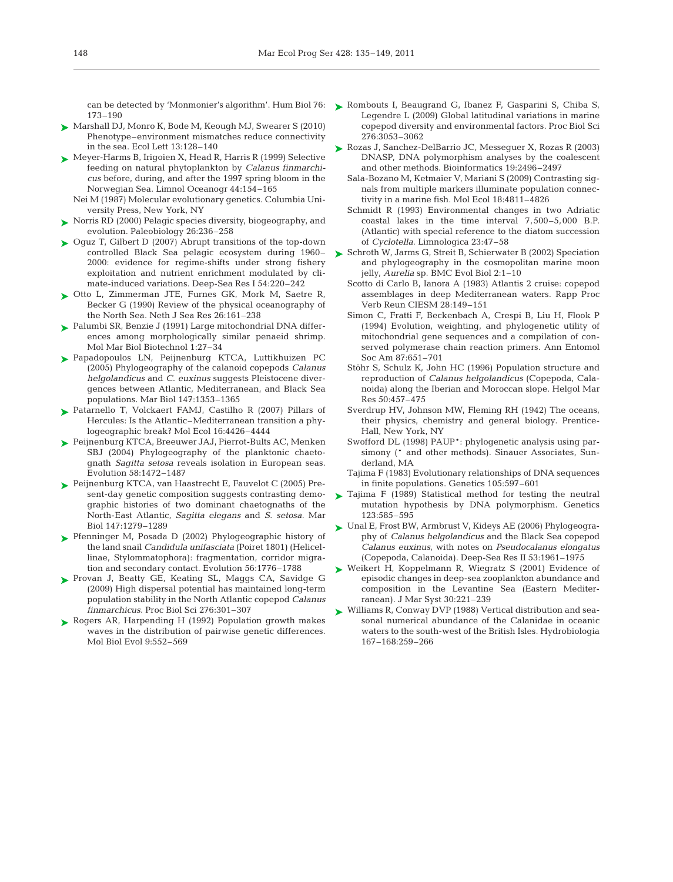can be detected by 'Monmonier's algorithm'. Hum Biol 76: 173–190

Marshall DJ, Monro K, Bode M, Keough MJ, Swearer S (2010) Phenotype–environment mismatches reduce connectivity in the sea. Ecol Lett 13:128–140

Meyer-Harms B, Irigoien X, Head R, Harris R (1999) Selective feeding on natural phytoplankton by *Calanus finmarchicus* before, during, and after the 1997 spring bloom in the Norwegian Sea. Limnol Oceanogr 44:154–165

Nei M (1987) Molecular evolutionary genetics. Columbia University Press, New York, NY

Norris RD (2000) Pelagic species diversity, biogeography, and evolution. Paleobiology 26:236–258

Oguz T, Gilbert D (2007) Abrupt transitions of the top-down controlled Black Sea pelagic ecosystem during 1960–2000: evidence for regime-shifts under strong fishery exploitation and nutrient enrichment modulated by climate-induced variations. Deep-Sea Res I 54:220–242

Otto L, Zimmerman JTE, Furnes GK, Mork M, Saetre R, Becker G (1990) Review of the physical oceanography of the North Sea. Neth J Sea Res 26:161–238

Palumbi SR, Benzie J (1991) Large mitochondrial DNA differences among morphologically similar penaeid shrimp. Mol Mar Biol Biotechnol 1:27–34

Papadopoulos LN, Peijnenburg KTCA, Luttikhuizen PC (2005) Phylogeography of the calanoid copepods *Calanus helgolandicus* and *C. euxinus* suggests Pleistocene divergences between Atlantic, Mediterranean, and Black Sea populations. Mar Biol 147:1353–1365

Patarnello T, Volckaert FAMJ, Castilho R (2007) Pillars of Hercules: Is the Atlantic–Mediterranean transition a phylogeographic break? Mol Ecol 16:4426–4444

Peijnenburg KTCA, Breeuwer JAJ, Pierrot-Bults AC, Menken SBJ (2004) Phylogeography of the planktonic chaetognath *Sagitta setosa* reveals isolation in European seas. Evolution 58:1472–1487

Peijnenburg KTCA, van Haastrecht E, Fauvelot C (2005) Present-day genetic composition suggests contrasting demographic histories of two dominant chaetognaths of the North-East Atlantic, *Sagitta elegans* and *S. setosa*. Mar Biol 147:1279–1289

Pfenninger M, Posada D (2002) Phylogeographic history of the land snail *Candidula unifasciata* (Poiret 1801) (Helicellinae, Stylommatophora): fragmentation, corridor migration and secondary contact. Evolution 56:1776–1788

Provan J, Beatty GE, Keating SL, Maggs CA, Savidge G (2009) High dispersal potential has maintained long-term population stability in the North Atlantic copepod *Calanus finmarchicus*. Proc Biol Sci 276:301–307

Rogers AR, Harpending H (1992) Population growth makes waves in the distribution of pairwise genetic differences. Mol Biol Evol 9:552–569

Rombouts I, Beaugrand G, Ibanez F, Gasparini S, Chiba S, Legendre L (2009) Global latitudinal variations in marine copepod diversity and environmental factors. Proc Biol Sci 276:3053–3062

Rozas J, Sanchez-DelBarrio JC, Messeguer X, Rozas R (2003) DNASP, DNA polymorphism analyses by the coalescent and other methods. Bioinformatics 19:2496–2497

Sala-Bozano M, Ketmaier V, Mariani S (2009) Contrasting signals from multiple markers illuminate population connectivity in a marine fish. Mol Ecol 18:4811–4826

Schmidt R (1993) Environmental changes in two Adriatic coastal lakes in the time interval 7,500–5,000 B.P. (Atlantic) with special reference to the diatom succession of *Cyclotella*. Limnologica 23:47–58

Schroth W, Jarms G, Streit B, Schierwater B (2002) Speciation and phylogeography in the cosmopolitan marine moon jelly, *Aurelia* sp. BMC Evol Biol 2:1–10

Scotto di Carlo B, Ianora A (1983) Atlantis 2 cruise: copepod assemblages in deep Mediterranean waters. Rapp Proc Verb Reun CIESM 28:149–151

Simon C, Fratti F, Beckenbach A, Crespi B, Liu H, Flook P (1994) Evolution, weighting, and phylogenetic utility of mitochondrial gene sequences and a compilation of conserved polymerase chain reaction primers. Ann Entomol Soc Am 87:651–701

Stöhr S, Schulz K, John HC (1996) Population structure and reproduction of *Calanus helgolandicus* (Copepoda, Calanoida) along the Iberian and Moroccan slope. Helgol Mar Res 50:457–475

Sverdrup HV, Johnson MW, Fleming RH (1942) The oceans, their physics, chemistry and general biology. Prentice-Hall, New York, NY

Swofford DL (1998) PAUP*: phylogenetic analysis using parsimony (* and other methods). Sinauer Associates, Sunderland, MA

Tajima F (1983) Evolutionary relationships of DNA sequences in finite populations. Genetics 105:597–601

Tajima F (1989) Statistical method for testing the neutral mutation hypothesis by DNA polymorphism. Genetics 123:585–595

Unal E, Frost BW, Armbrust V, Kideys AE (2006) Phylogeography of *Calanus helgolandicus* and the Black Sea copepod *Calanus euxinus*, with notes on *Pseudocalanus elongatus* (Copepoda, Calanoida). Deep-Sea Res II 53:1961–1975

Weikert H, Koppelmann R, Wiegratz S (2001) Evidence of episodic changes in deep-sea zooplankton abundance and composition in the Levantine Sea (Eastern Mediterranean). J Mar Syst 30:221–239

Williams R, Conway DVP (1988) Vertical distribution and seasonal numerical abundance of the Calanidae in oceanic waters to the south-west of the British Isles. Hydrobiologia 167–168:259–266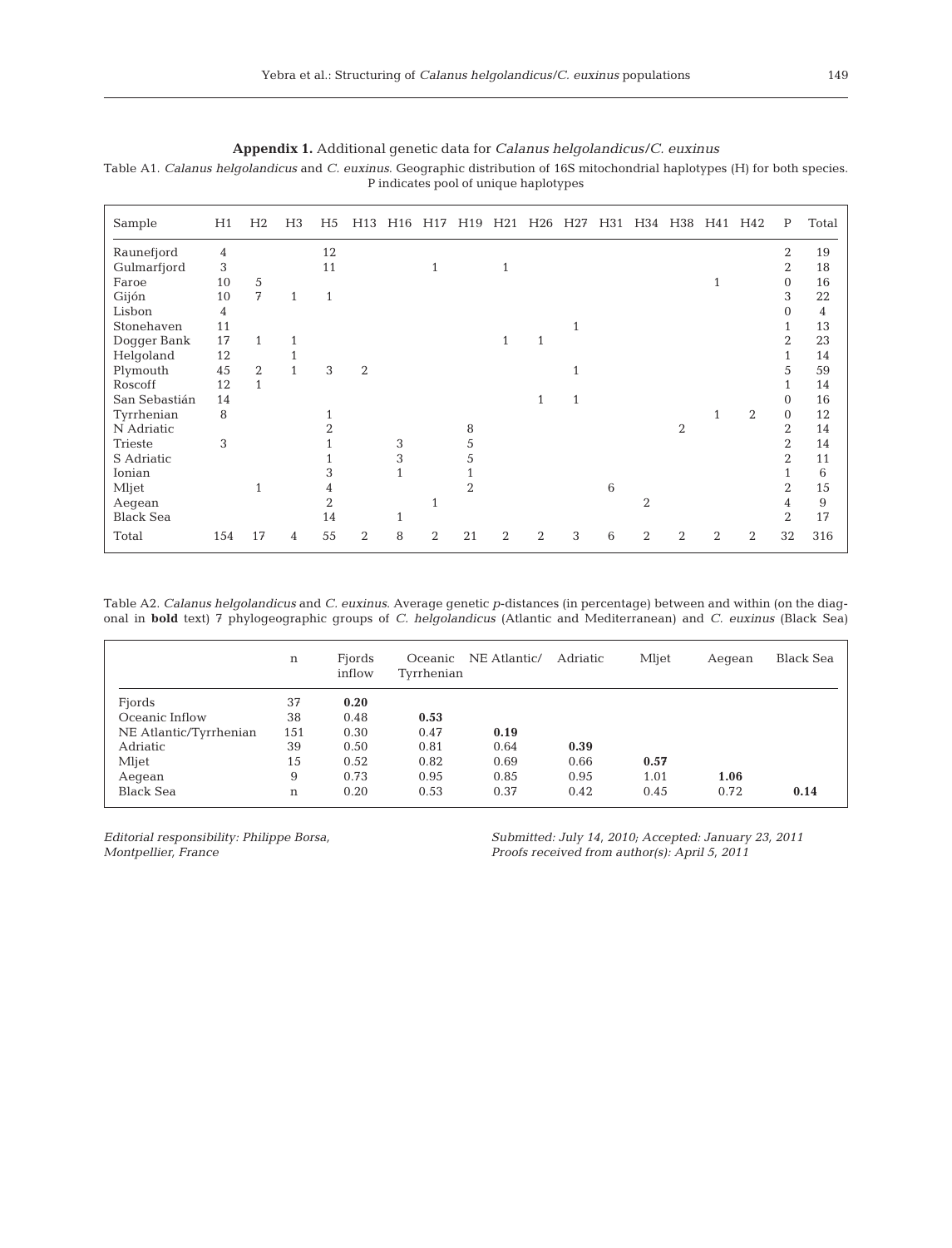## Appendix 1. Additional genetic data for *Calanus helgolandicus*/*C. euxinus*

Table A1. *Calanus helgolandicus* and *C. euxinus*. Geographic distribution of 16S mitochondrial haplotypes (H) for both species. P indicates pool of unique haplotypes

| Sample | H1 | H2 | H3 | H5 | H13 | H16 | H17 | H19 | H21 | H26 | H27 | H31 | H34 | H38 | H41 | H42 | P | Total |
|---|---|---|---|---|---|---|---|---|---|---|---|---|---|---|---|---|---|---|
| Raunefjord | 4 | | | 12 | | | | | | | | | | | | | 2 | 19 |
| Gulmarfjord | 3 | | | 11 | | | 1 | | 1 | | | | | | | | 2 | 18 |
| Faroe | 10 | 5 | | | | | | | | | | | | | 1 | | 0 | 16 |
| Gijón | 10 | 7 | 1 | 1 | | | | | | | | | | | | | 3 | 22 |
| Lisbon | 4 | | | | | | | | | | | | | | | | 0 | 4 |
| Stonehaven | 11 | | | | | | | | | | 1 | | | | | | 1 | 13 |
| Dogger Bank | 17 | 1 | 1 | | | | | | 1 | 1 | | | | | | | 2 | 23 |
| Helgoland | 12 | | 1 | | | | | | | | | | | | | | 1 | 14 |
| Plymouth | 45 | 2 | 1 | 3 | 2 | | | | | | 1 | | | | | | 5 | 59 |
| Roscoff | 12 | 1 | | | | | | | | | | | | | | | 1 | 14 |
| San Sebastián | 14 | | | | | | | | | 1 | 1 | | | | | | 0 | 16 |
| Tyrrhenian | 8 | | | 1 | | | | | | | | | | | 1 | 2 | 0 | 12 |
| N Adriatic | | | | 2 | | | | 8 | | | | | | 2 | | | 2 | 14 |
| Trieste | 3 | | | 1 | | 3 | | 5 | | | | | | | | | 2 | 14 |
| S Adriatic | | | | 1 | | 3 | | 5 | | | | | | | | | 2 | 11 |
| Ionian | | | | 3 | | 1 | | 1 | | | | | | | | | 1 | 6 |
| Mljet | | 1 | | 4 | | | | 2 | | | | 6 | | | | | 2 | 15 |
| Aegean | | | | 2 | | | 1 | | | | | | 2 | | | | 4 | 9 |
| Black Sea | | | | 14 | | 1 | | | | | | | | | | | 2 | 17 |
| Total | 154 | 17 | 4 | 55 | 2 | 8 | 2 | 21 | 2 | 2 | 3 | 6 | 2 | 2 | 2 | 2 | 32 | 316 |

Table A2. *Calanus helgolandicus* and *C. euxinus*. Average genetic *p*-distances (in percentage) between and within (on the diagonal in **bold** text) 7 phylogeographic groups of *C. helgolandicus* (Atlantic and Mediterranean) and *C. euxinus* (Black Sea)

| | n | Fjords inflow | Oceanic Tyrrhenian | NE Atlantic/ | Adriatic | Mljet | Aegean | Black Sea |
|---|---|---|---|---|---|---|---|---|
| Fjords | 37 | **0.20** | | | | | | |
| Oceanic Inflow | 38 | 0.48 | **0.53** | | | | | |
| NE Atlantic/Tyrrhenian | 151 | 0.30 | 0.47 | **0.19** | | | | |
| Adriatic | 39 | 0.50 | 0.81 | 0.64 | **0.39** | | | |
| Mljet | 15 | 0.52 | 0.82 | 0.69 | 0.66 | **0.57** | | |
| Aegean | 9 | 0.73 | 0.95 | 0.85 | 0.95 | 1.01 | **1.06** | |
| Black Sea | n | 0.20 | 0.53 | 0.37 | 0.42 | 0.45 | 0.72 | **0.14** |

*Editorial responsibility: Philippe Borsa, Montpellier, France*

*Submitted: July 14, 2010; Accepted: January 23, 2011*
*Proofs received from author(s): April 5, 2011*